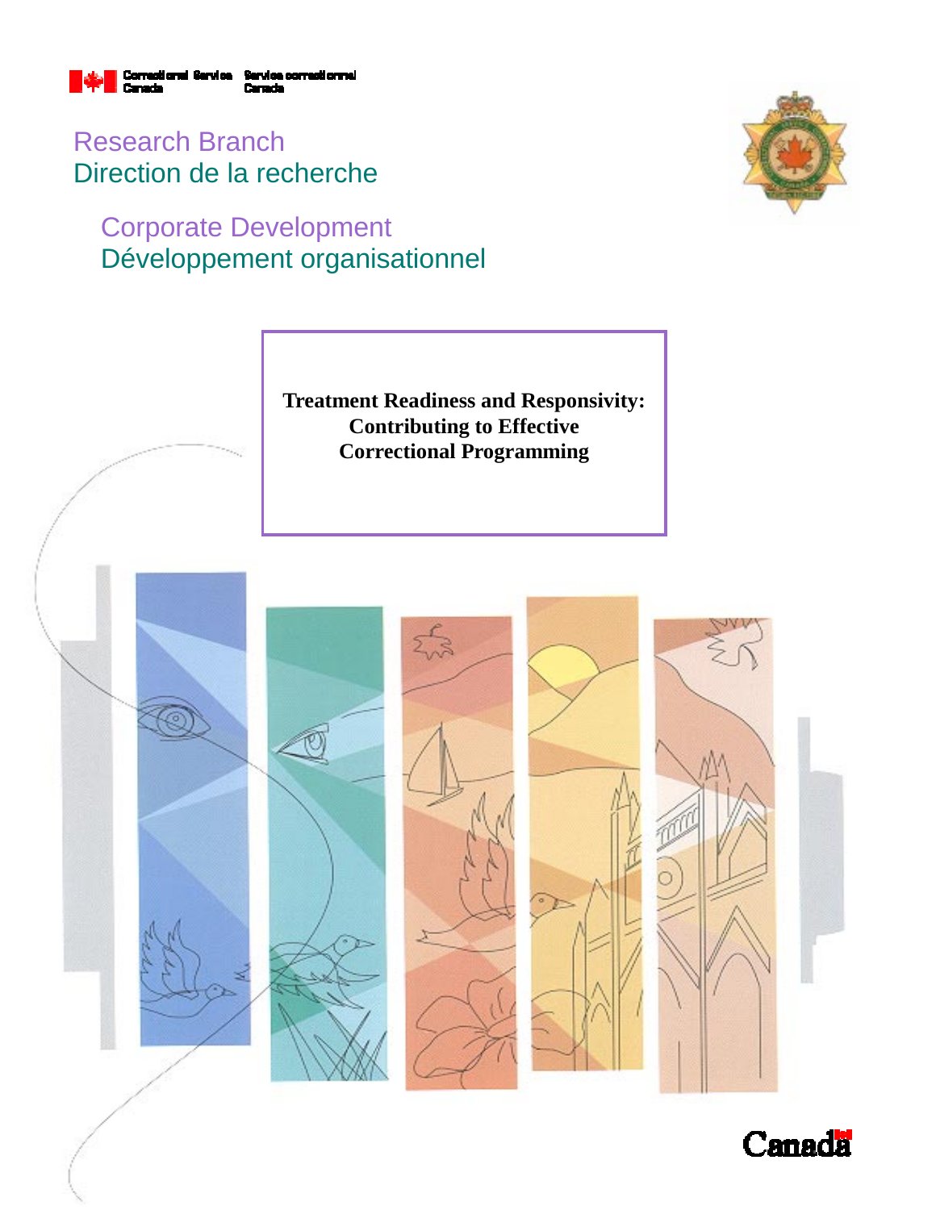Correctional Service Canada | Service correctionnel Canada

Research Branch
Direction de la recherche

Corporate Development
Développement organisationnel

# Treatment Readiness and Responsivity: Contributing to Effective Correctional Programming

Canada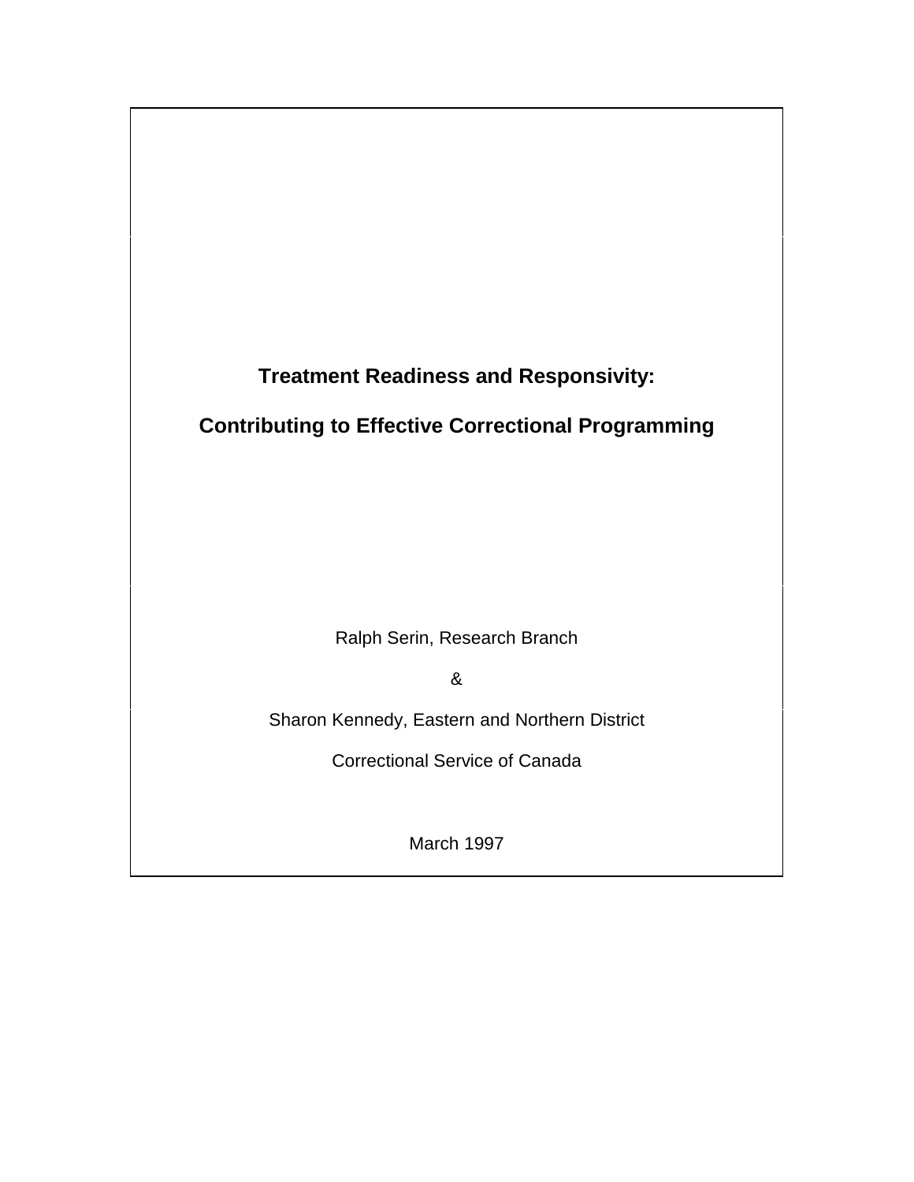# Treatment Readiness and Responsivity:

# Contributing to Effective Correctional Programming

Ralph Serin, Research Branch

&

Sharon Kennedy, Eastern and Northern District

Correctional Service of Canada

March 1997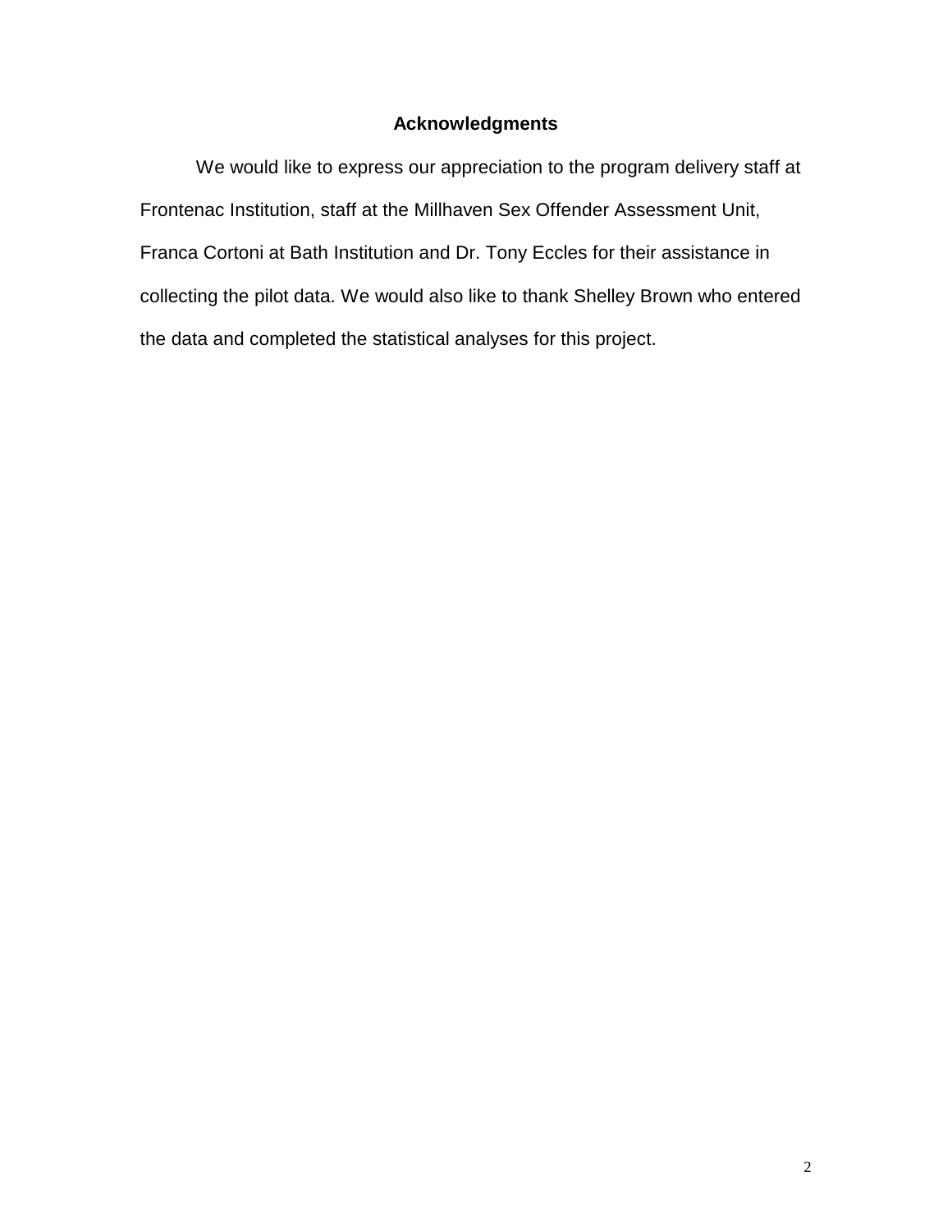## Acknowledgments

We would like to express our appreciation to the program delivery staff at Frontenac Institution, staff at the Millhaven Sex Offender Assessment Unit, Franca Cortoni at Bath Institution and Dr. Tony Eccles for their assistance in collecting the pilot data. We would also like to thank Shelley Brown who entered the data and completed the statistical analyses for this project.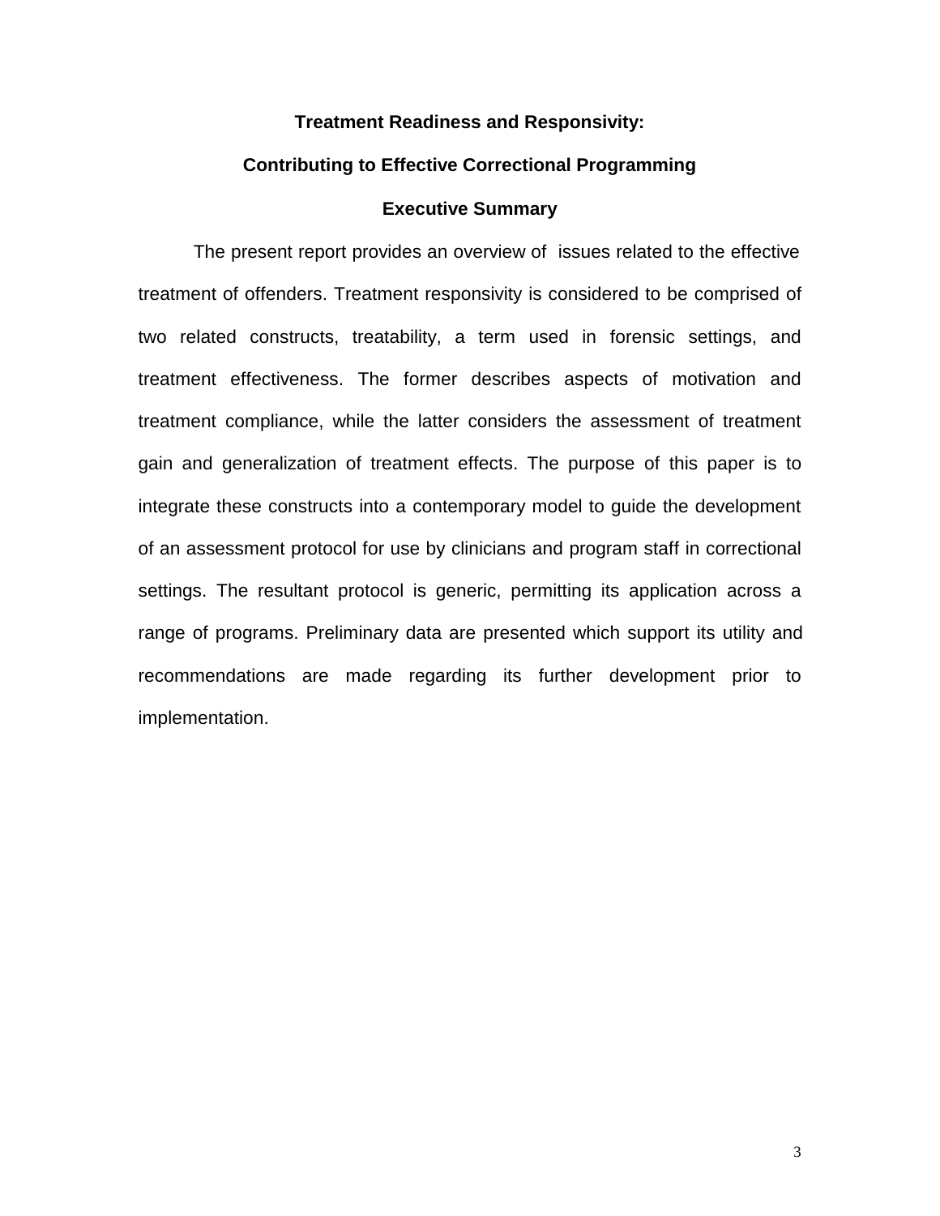# Treatment Readiness and Responsivity:

# Contributing to Effective Correctional Programming

## Executive Summary

The present report provides an overview of issues related to the effective treatment of offenders. Treatment responsivity is considered to be comprised of two related constructs, treatability, a term used in forensic settings, and treatment effectiveness. The former describes aspects of motivation and treatment compliance, while the latter considers the assessment of treatment gain and generalization of treatment effects. The purpose of this paper is to integrate these constructs into a contemporary model to guide the development of an assessment protocol for use by clinicians and program staff in correctional settings. The resultant protocol is generic, permitting its application across a range of programs. Preliminary data are presented which support its utility and recommendations are made regarding its further development prior to implementation.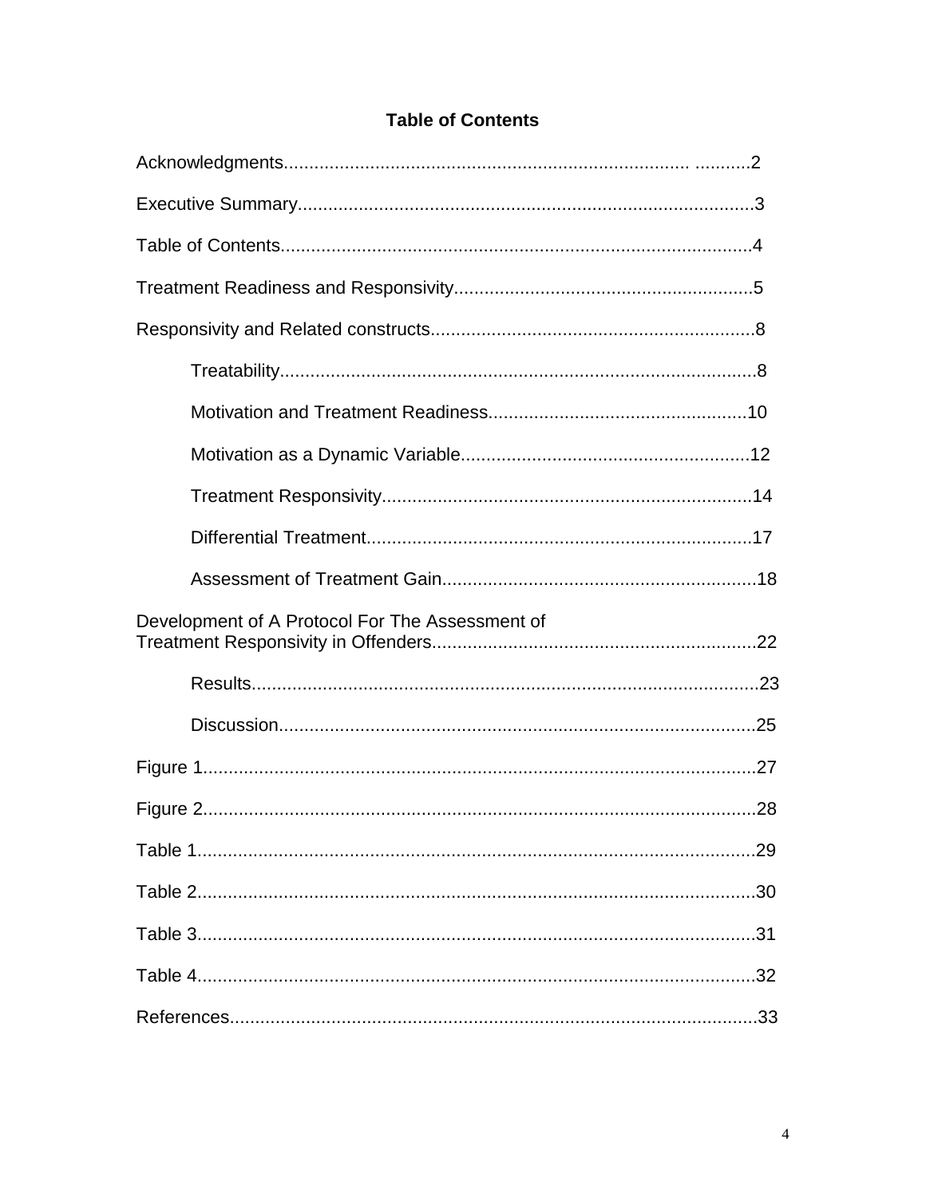**Table of Contents**

Acknowledgments........................................................................................2

Executive Summary......................................................................................3

Table of Contents.........................................................................................4

Treatment Readiness and Responsivity..........................................................5

Responsivity and Related constructs..............................................................8

- Treatability...............................................................................................8
- Motivation and Treatment Readiness......................................................10
- Motivation as a Dynamic Variable...........................................................12
- Treatment Responsivity..........................................................................14
- Differential Treatment.............................................................................17
- Assessment of Treatment Gain...............................................................18

Development of A Protocol For The Assessment of Treatment Responsivity in Offenders...............................................................22

- Results...................................................................................................23
- Discussion..............................................................................................25

Figure 1.....................................................................................................27

Figure 2.....................................................................................................28

Table 1......................................................................................................29

Table 2......................................................................................................30

Table 3......................................................................................................31

Table 4......................................................................................................32

References.................................................................................................33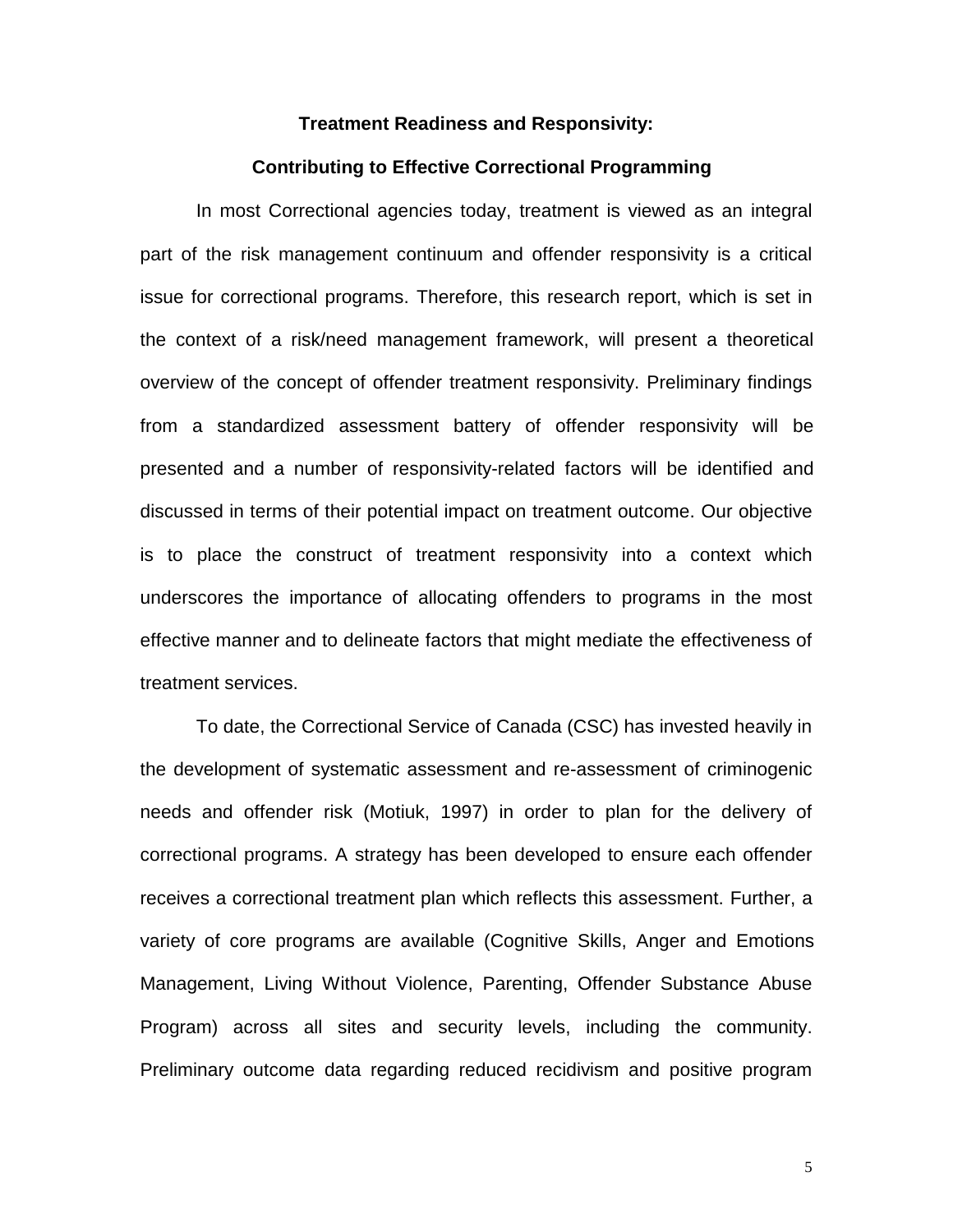**Treatment Readiness and Responsivity:**

**Contributing to Effective Correctional Programming**

In most Correctional agencies today, treatment is viewed as an integral part of the risk management continuum and offender responsivity is a critical issue for correctional programs. Therefore, this research report, which is set in the context of a risk/need management framework, will present a theoretical overview of the concept of offender treatment responsivity. Preliminary findings from a standardized assessment battery of offender responsivity will be presented and a number of responsivity-related factors will be identified and discussed in terms of their potential impact on treatment outcome. Our objective is to place the construct of treatment responsivity into a context which underscores the importance of allocating offenders to programs in the most effective manner and to delineate factors that might mediate the effectiveness of treatment services.

To date, the Correctional Service of Canada (CSC) has invested heavily in the development of systematic assessment and re-assessment of criminogenic needs and offender risk (Motiuk, 1997) in order to plan for the delivery of correctional programs. A strategy has been developed to ensure each offender receives a correctional treatment plan which reflects this assessment. Further, a variety of core programs are available (Cognitive Skills, Anger and Emotions Management, Living Without Violence, Parenting, Offender Substance Abuse Program) across all sites and security levels, including the community. Preliminary outcome data regarding reduced recidivism and positive program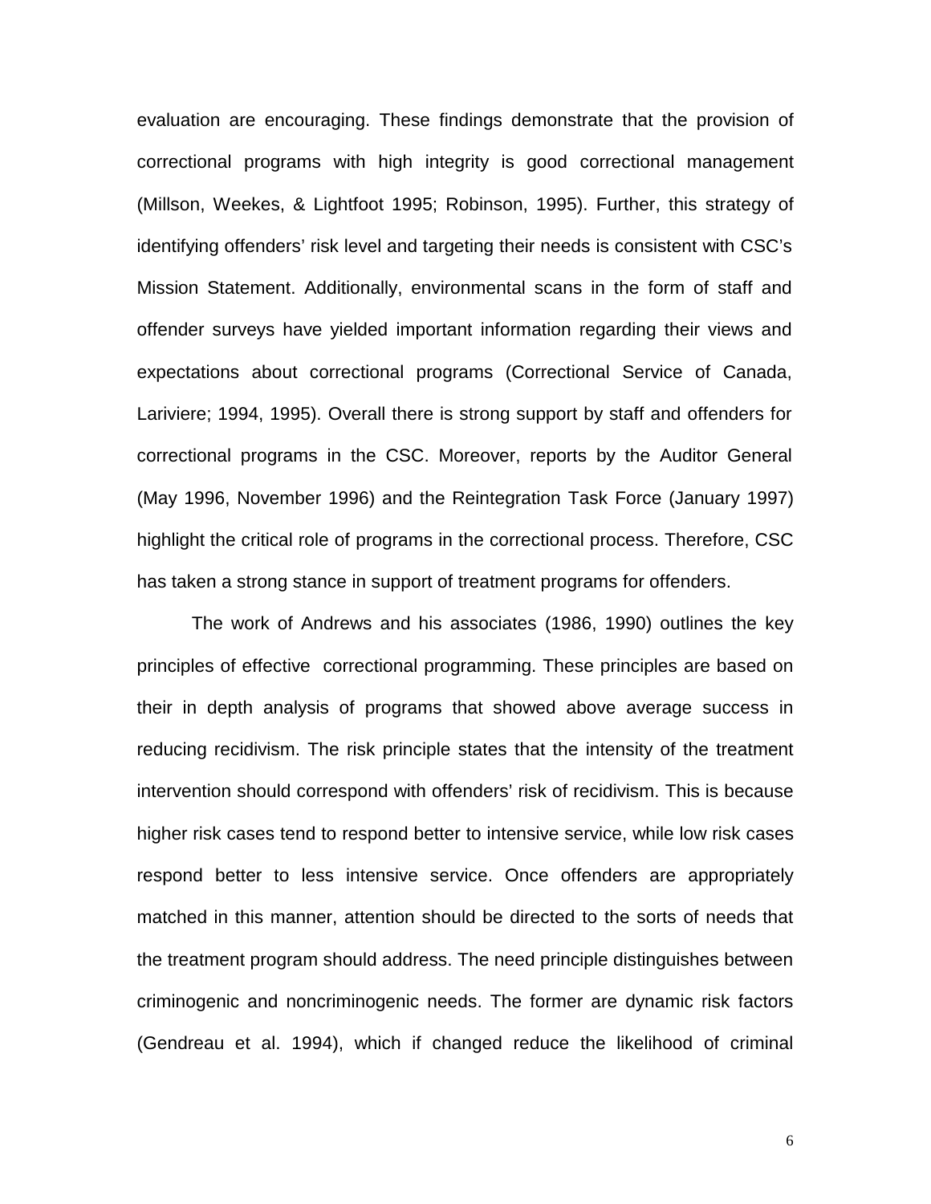evaluation are encouraging. These findings demonstrate that the provision of correctional programs with high integrity is good correctional management (Millson, Weekes, & Lightfoot 1995; Robinson, 1995). Further, this strategy of identifying offenders' risk level and targeting their needs is consistent with CSC's Mission Statement. Additionally, environmental scans in the form of staff and offender surveys have yielded important information regarding their views and expectations about correctional programs (Correctional Service of Canada, Lariviere; 1994, 1995). Overall there is strong support by staff and offenders for correctional programs in the CSC. Moreover, reports by the Auditor General (May 1996, November 1996) and the Reintegration Task Force (January 1997) highlight the critical role of programs in the correctional process. Therefore, CSC has taken a strong stance in support of treatment programs for offenders.

The work of Andrews and his associates (1986, 1990) outlines the key principles of effective correctional programming. These principles are based on their in depth analysis of programs that showed above average success in reducing recidivism. The risk principle states that the intensity of the treatment intervention should correspond with offenders' risk of recidivism. This is because higher risk cases tend to respond better to intensive service, while low risk cases respond better to less intensive service. Once offenders are appropriately matched in this manner, attention should be directed to the sorts of needs that the treatment program should address. The need principle distinguishes between criminogenic and noncriminogenic needs. The former are dynamic risk factors (Gendreau et al. 1994), which if changed reduce the likelihood of criminal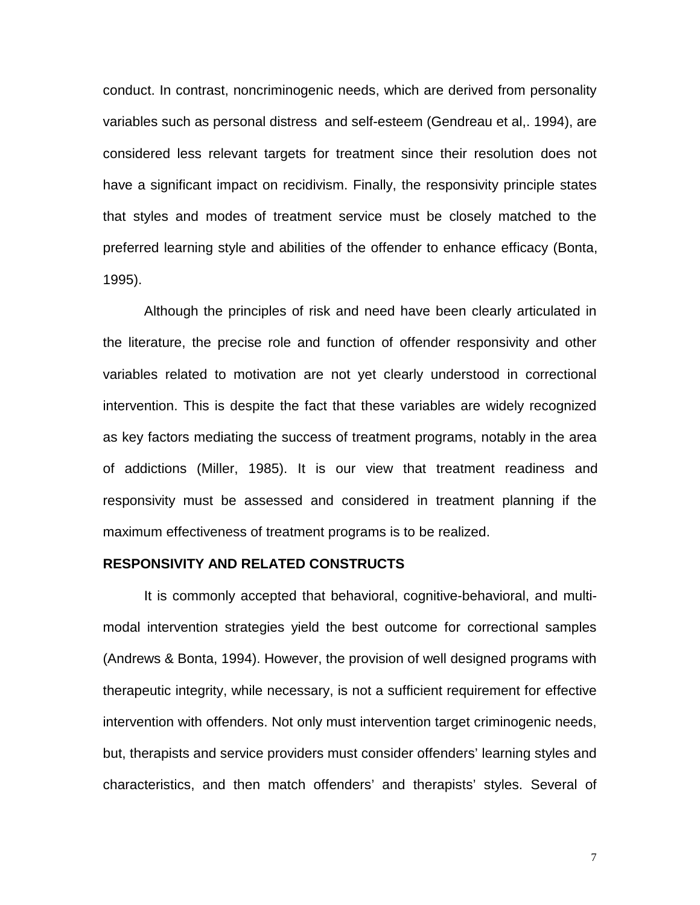conduct. In contrast, noncriminogenic needs, which are derived from personality variables such as personal distress and self-esteem (Gendreau et al,. 1994), are considered less relevant targets for treatment since their resolution does not have a significant impact on recidivism. Finally, the responsivity principle states that styles and modes of treatment service must be closely matched to the preferred learning style and abilities of the offender to enhance efficacy (Bonta, 1995).

Although the principles of risk and need have been clearly articulated in the literature, the precise role and function of offender responsivity and other variables related to motivation are not yet clearly understood in correctional intervention. This is despite the fact that these variables are widely recognized as key factors mediating the success of treatment programs, notably in the area of addictions (Miller, 1985). It is our view that treatment readiness and responsivity must be assessed and considered in treatment planning if the maximum effectiveness of treatment programs is to be realized.

**RESPONSIVITY AND RELATED CONSTRUCTS**

It is commonly accepted that behavioral, cognitive-behavioral, and multi-modal intervention strategies yield the best outcome for correctional samples (Andrews & Bonta, 1994). However, the provision of well designed programs with therapeutic integrity, while necessary, is not a sufficient requirement for effective intervention with offenders. Not only must intervention target criminogenic needs, but, therapists and service providers must consider offenders' learning styles and characteristics, and then match offenders' and therapists' styles. Several of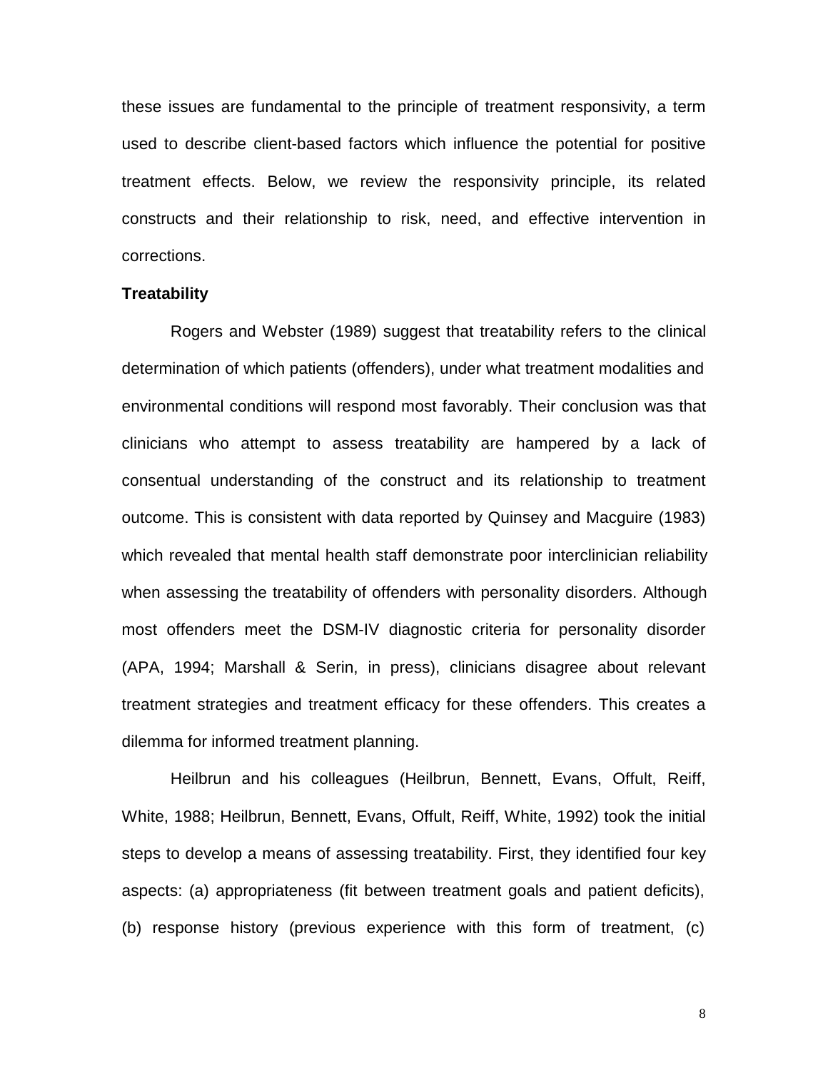these issues are fundamental to the principle of treatment responsivity, a term used to describe client-based factors which influence the potential for positive treatment effects. Below, we review the responsivity principle, its related constructs and their relationship to risk, need, and effective intervention in corrections.

**Treatability**

Rogers and Webster (1989) suggest that treatability refers to the clinical determination of which patients (offenders), under what treatment modalities and environmental conditions will respond most favorably. Their conclusion was that clinicians who attempt to assess treatability are hampered by a lack of consentual understanding of the construct and its relationship to treatment outcome. This is consistent with data reported by Quinsey and Macguire (1983) which revealed that mental health staff demonstrate poor interclinician reliability when assessing the treatability of offenders with personality disorders. Although most offenders meet the DSM-IV diagnostic criteria for personality disorder (APA, 1994; Marshall & Serin, in press), clinicians disagree about relevant treatment strategies and treatment efficacy for these offenders. This creates a dilemma for informed treatment planning.

Heilbrun and his colleagues (Heilbrun, Bennett, Evans, Offult, Reiff, White, 1988; Heilbrun, Bennett, Evans, Offult, Reiff, White, 1992) took the initial steps to develop a means of assessing treatability. First, they identified four key aspects: (a) appropriateness (fit between treatment goals and patient deficits), (b) response history (previous experience with this form of treatment, (c)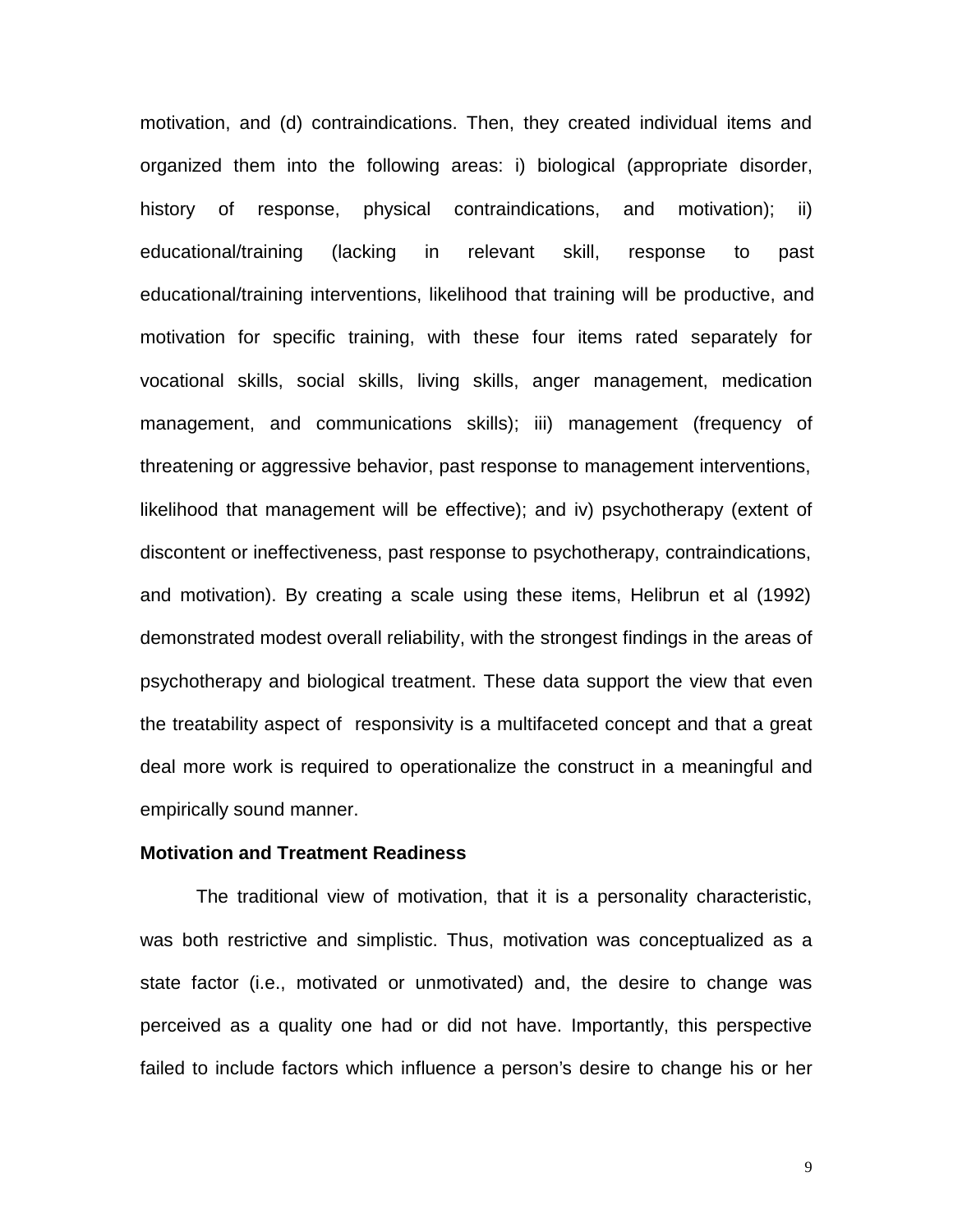motivation, and (d) contraindications. Then, they created individual items and organized them into the following areas: i) biological (appropriate disorder, history of response, physical contraindications, and motivation); ii) educational/training (lacking in relevant skill, response to past educational/training interventions, likelihood that training will be productive, and motivation for specific training, with these four items rated separately for vocational skills, social skills, living skills, anger management, medication management, and communications skills); iii) management (frequency of threatening or aggressive behavior, past response to management interventions, likelihood that management will be effective); and iv) psychotherapy (extent of discontent or ineffectiveness, past response to psychotherapy, contraindications, and motivation). By creating a scale using these items, Helibrun et al (1992) demonstrated modest overall reliability, with the strongest findings in the areas of psychotherapy and biological treatment. These data support the view that even the treatability aspect of responsivity is a multifaceted concept and that a great deal more work is required to operationalize the construct in a meaningful and empirically sound manner.

**Motivation and Treatment Readiness**

The traditional view of motivation, that it is a personality characteristic, was both restrictive and simplistic. Thus, motivation was conceptualized as a state factor (i.e., motivated or unmotivated) and, the desire to change was perceived as a quality one had or did not have. Importantly, this perspective failed to include factors which influence a person's desire to change his or her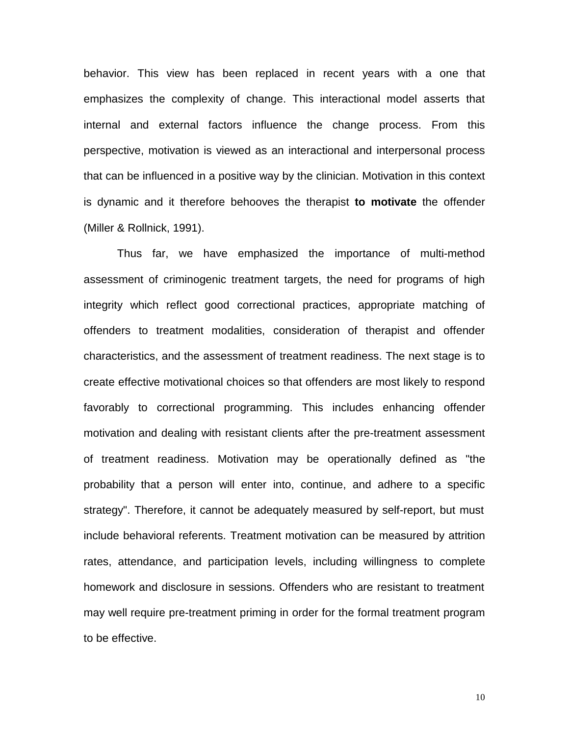behavior. This view has been replaced in recent years with a one that emphasizes the complexity of change. This interactional model asserts that internal and external factors influence the change process. From this perspective, motivation is viewed as an interactional and interpersonal process that can be influenced in a positive way by the clinician. Motivation in this context is dynamic and it therefore behooves the therapist **to motivate** the offender (Miller & Rollnick, 1991).

Thus far, we have emphasized the importance of multi-method assessment of criminogenic treatment targets, the need for programs of high integrity which reflect good correctional practices, appropriate matching of offenders to treatment modalities, consideration of therapist and offender characteristics, and the assessment of treatment readiness. The next stage is to create effective motivational choices so that offenders are most likely to respond favorably to correctional programming. This includes enhancing offender motivation and dealing with resistant clients after the pre-treatment assessment of treatment readiness. Motivation may be operationally defined as "the probability that a person will enter into, continue, and adhere to a specific strategy". Therefore, it cannot be adequately measured by self-report, but must include behavioral referents. Treatment motivation can be measured by attrition rates, attendance, and participation levels, including willingness to complete homework and disclosure in sessions. Offenders who are resistant to treatment may well require pre-treatment priming in order for the formal treatment program to be effective.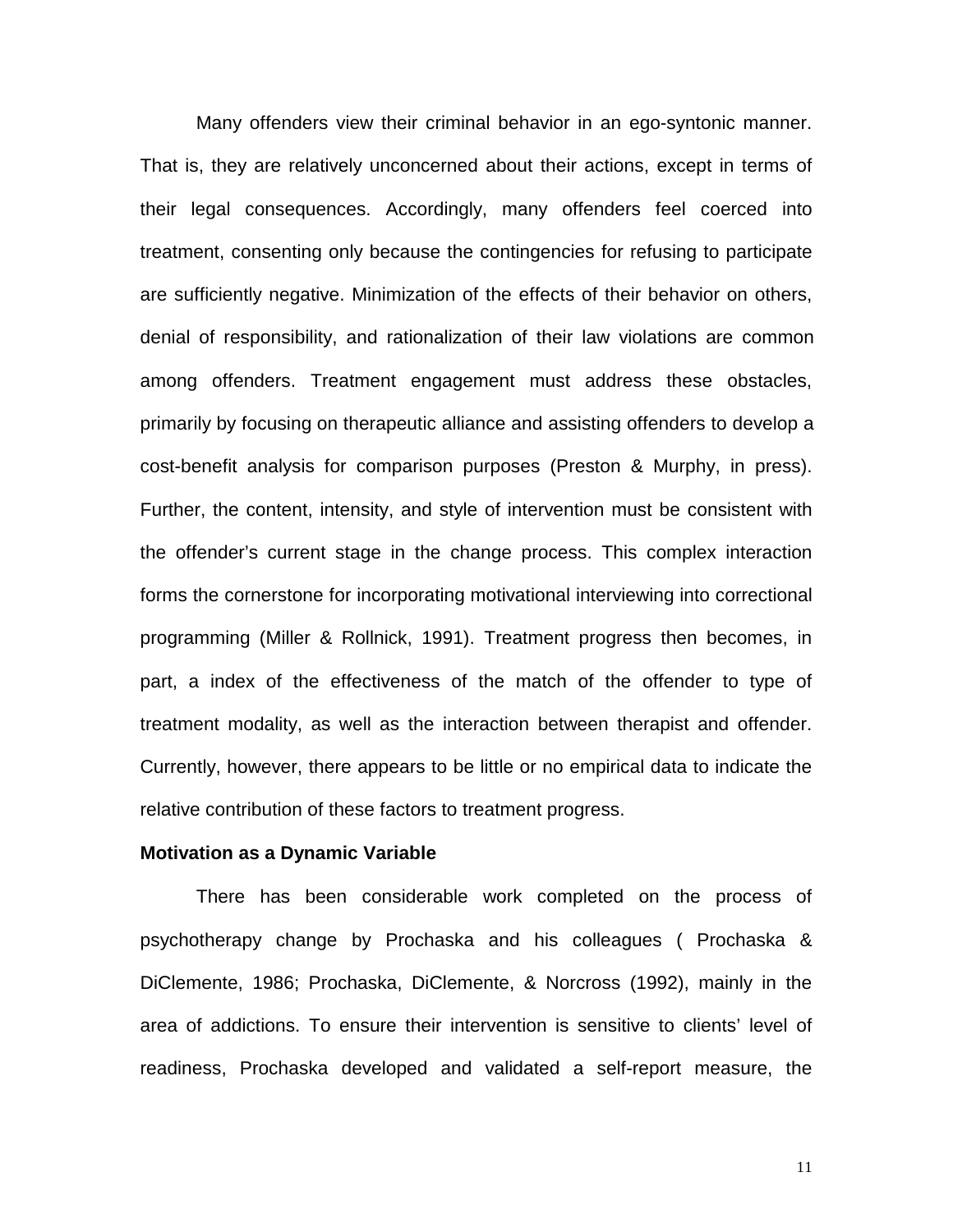Many offenders view their criminal behavior in an ego-syntonic manner. That is, they are relatively unconcerned about their actions, except in terms of their legal consequences. Accordingly, many offenders feel coerced into treatment, consenting only because the contingencies for refusing to participate are sufficiently negative. Minimization of the effects of their behavior on others, denial of responsibility, and rationalization of their law violations are common among offenders. Treatment engagement must address these obstacles, primarily by focusing on therapeutic alliance and assisting offenders to develop a cost-benefit analysis for comparison purposes (Preston & Murphy, in press). Further, the content, intensity, and style of intervention must be consistent with the offender's current stage in the change process. This complex interaction forms the cornerstone for incorporating motivational interviewing into correctional programming (Miller & Rollnick, 1991). Treatment progress then becomes, in part, a index of the effectiveness of the match of the offender to type of treatment modality, as well as the interaction between therapist and offender. Currently, however, there appears to be little or no empirical data to indicate the relative contribution of these factors to treatment progress.

**Motivation as a Dynamic Variable**

There has been considerable work completed on the process of psychotherapy change by Prochaska and his colleagues ( Prochaska & DiClemente, 1986; Prochaska, DiClemente, & Norcross (1992), mainly in the area of addictions. To ensure their intervention is sensitive to clients' level of readiness, Prochaska developed and validated a self-report measure, the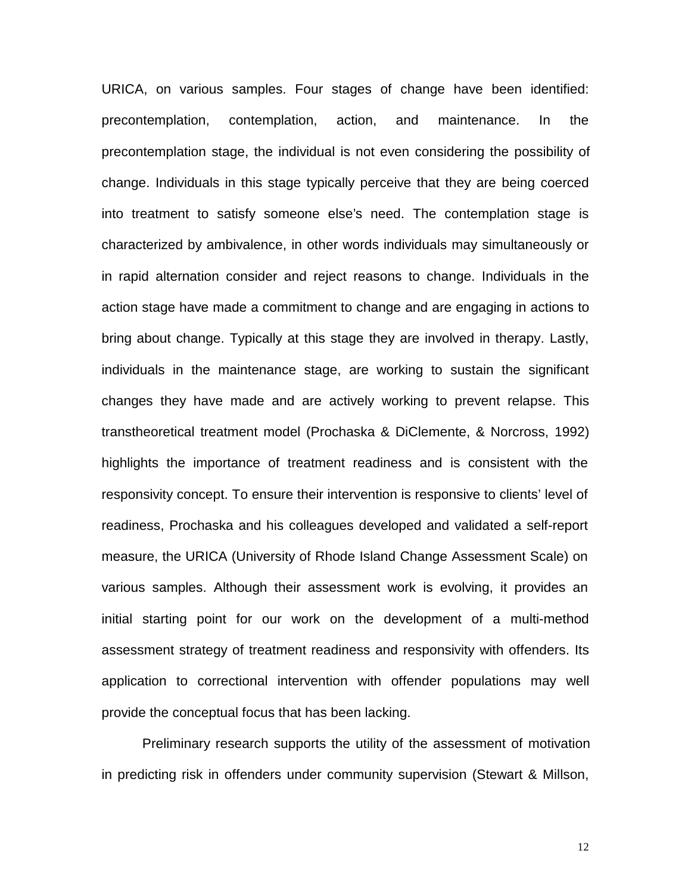URICA, on various samples. Four stages of change have been identified: precontemplation, contemplation, action, and maintenance. In the precontemplation stage, the individual is not even considering the possibility of change. Individuals in this stage typically perceive that they are being coerced into treatment to satisfy someone else's need. The contemplation stage is characterized by ambivalence, in other words individuals may simultaneously or in rapid alternation consider and reject reasons to change. Individuals in the action stage have made a commitment to change and are engaging in actions to bring about change. Typically at this stage they are involved in therapy. Lastly, individuals in the maintenance stage, are working to sustain the significant changes they have made and are actively working to prevent relapse. This transtheoretical treatment model (Prochaska & DiClemente, & Norcross, 1992) highlights the importance of treatment readiness and is consistent with the responsivity concept. To ensure their intervention is responsive to clients' level of readiness, Prochaska and his colleagues developed and validated a self-report measure, the URICA (University of Rhode Island Change Assessment Scale) on various samples. Although their assessment work is evolving, it provides an initial starting point for our work on the development of a multi-method assessment strategy of treatment readiness and responsivity with offenders. Its application to correctional intervention with offender populations may well provide the conceptual focus that has been lacking.

Preliminary research supports the utility of the assessment of motivation in predicting risk in offenders under community supervision (Stewart & Millson,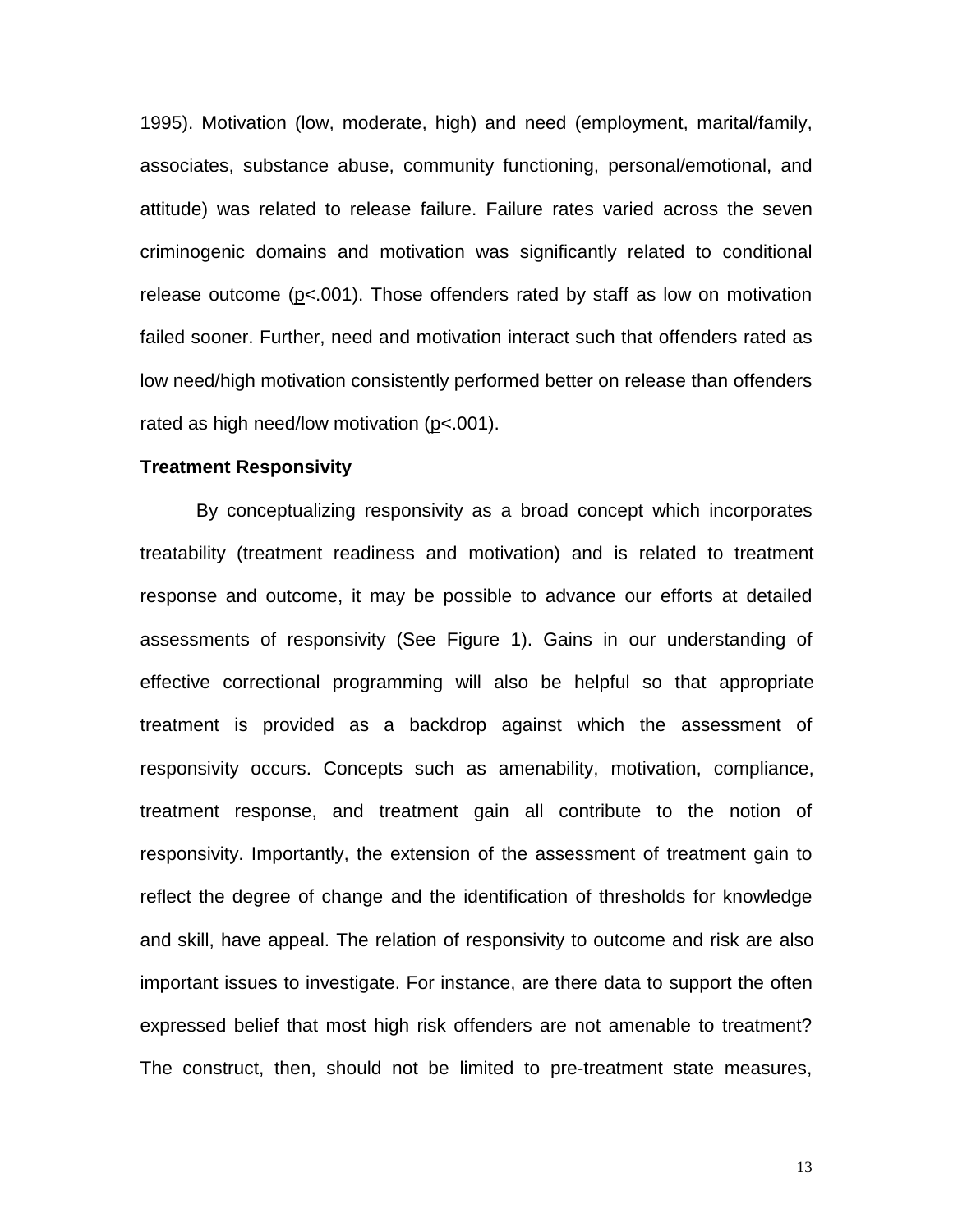1995). Motivation (low, moderate, high) and need (employment, marital/family, associates, substance abuse, community functioning, personal/emotional, and attitude) was related to release failure. Failure rates varied across the seven criminogenic domains and motivation was significantly related to conditional release outcome ($p<.001$). Those offenders rated by staff as low on motivation failed sooner. Further, need and motivation interact such that offenders rated as low need/high motivation consistently performed better on release than offenders rated as high need/low motivation ($p<.001$).

**Treatment Responsivity**

By conceptualizing responsivity as a broad concept which incorporates treatability (treatment readiness and motivation) and is related to treatment response and outcome, it may be possible to advance our efforts at detailed assessments of responsivity (See Figure 1). Gains in our understanding of effective correctional programming will also be helpful so that appropriate treatment is provided as a backdrop against which the assessment of responsivity occurs. Concepts such as amenability, motivation, compliance, treatment response, and treatment gain all contribute to the notion of responsivity. Importantly, the extension of the assessment of treatment gain to reflect the degree of change and the identification of thresholds for knowledge and skill, have appeal. The relation of responsivity to outcome and risk are also important issues to investigate. For instance, are there data to support the often expressed belief that most high risk offenders are not amenable to treatment? The construct, then, should not be limited to pre-treatment state measures,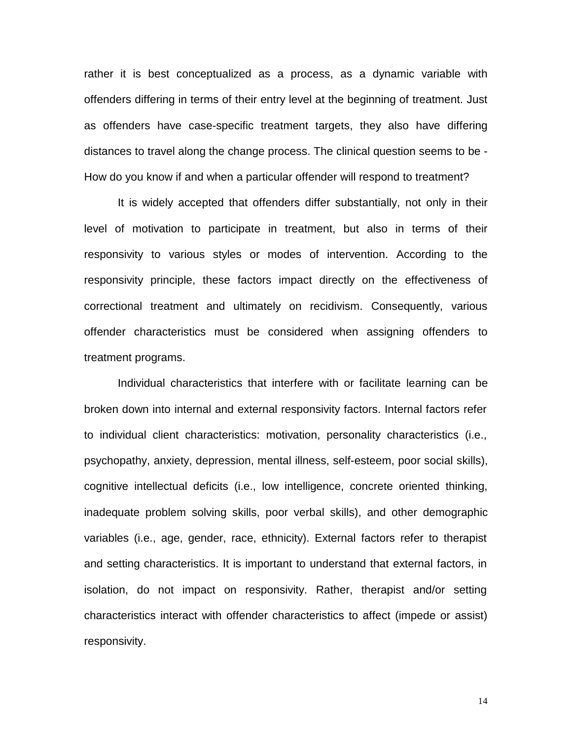rather it is best conceptualized as a process, as a dynamic variable with offenders differing in terms of their entry level at the beginning of treatment. Just as offenders have case-specific treatment targets, they also have differing distances to travel along the change process. The clinical question seems to be - How do you know if and when a particular offender will respond to treatment?

It is widely accepted that offenders differ substantially, not only in their level of motivation to participate in treatment, but also in terms of their responsivity to various styles or modes of intervention. According to the responsivity principle, these factors impact directly on the effectiveness of correctional treatment and ultimately on recidivism. Consequently, various offender characteristics must be considered when assigning offenders to treatment programs.

Individual characteristics that interfere with or facilitate learning can be broken down into internal and external responsivity factors. Internal factors refer to individual client characteristics: motivation, personality characteristics (i.e., psychopathy, anxiety, depression, mental illness, self-esteem, poor social skills), cognitive intellectual deficits (i.e., low intelligence, concrete oriented thinking, inadequate problem solving skills, poor verbal skills), and other demographic variables (i.e., age, gender, race, ethnicity). External factors refer to therapist and setting characteristics. It is important to understand that external factors, in isolation, do not impact on responsivity. Rather, therapist and/or setting characteristics interact with offender characteristics to affect (impede or assist) responsivity.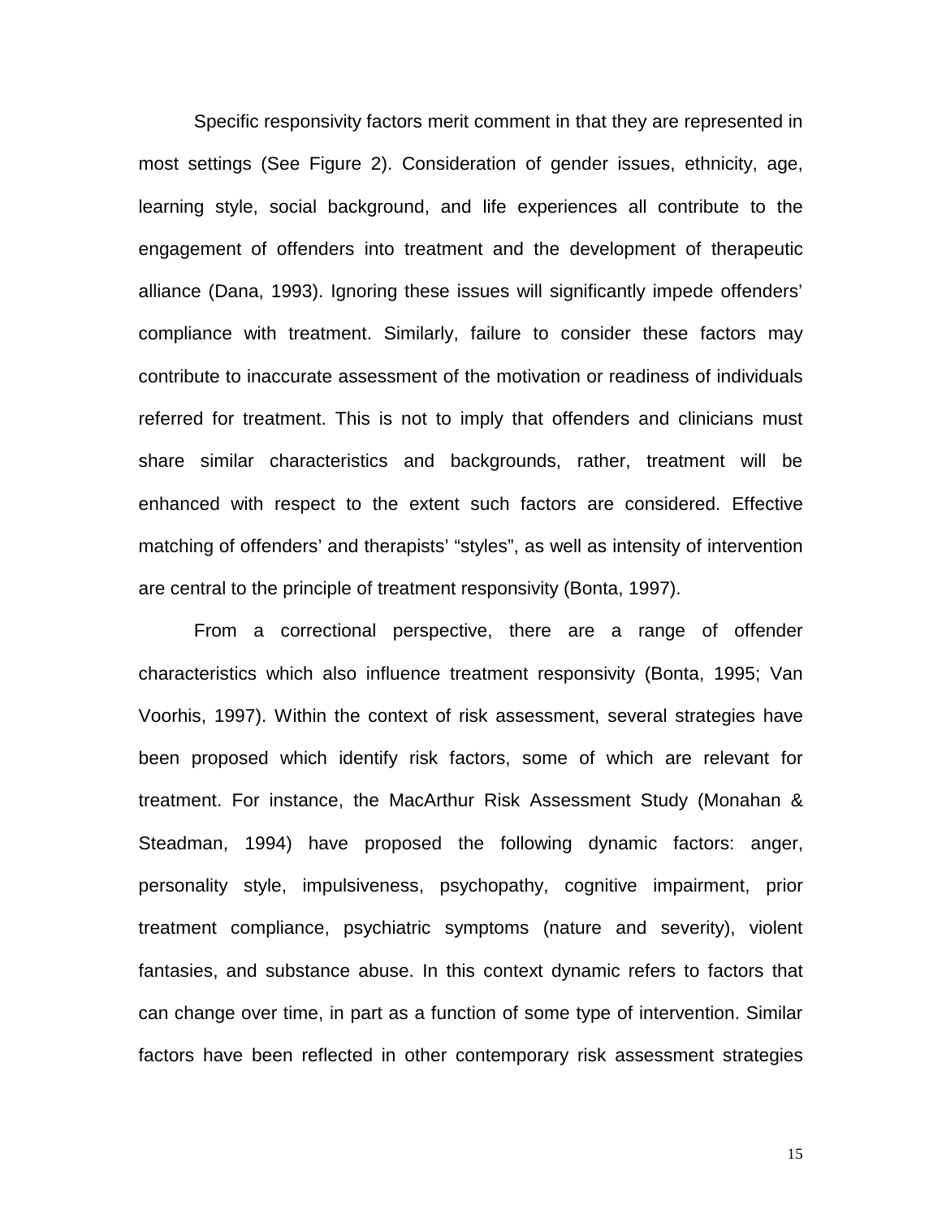Specific responsivity factors merit comment in that they are represented in most settings (See Figure 2). Consideration of gender issues, ethnicity, age, learning style, social background, and life experiences all contribute to the engagement of offenders into treatment and the development of therapeutic alliance (Dana, 1993). Ignoring these issues will significantly impede offenders' compliance with treatment. Similarly, failure to consider these factors may contribute to inaccurate assessment of the motivation or readiness of individuals referred for treatment. This is not to imply that offenders and clinicians must share similar characteristics and backgrounds, rather, treatment will be enhanced with respect to the extent such factors are considered. Effective matching of offenders' and therapists' "styles", as well as intensity of intervention are central to the principle of treatment responsivity (Bonta, 1997).

From a correctional perspective, there are a range of offender characteristics which also influence treatment responsivity (Bonta, 1995; Van Voorhis, 1997). Within the context of risk assessment, several strategies have been proposed which identify risk factors, some of which are relevant for treatment. For instance, the MacArthur Risk Assessment Study (Monahan & Steadman, 1994) have proposed the following dynamic factors: anger, personality style, impulsiveness, psychopathy, cognitive impairment, prior treatment compliance, psychiatric symptoms (nature and severity), violent fantasies, and substance abuse. In this context dynamic refers to factors that can change over time, in part as a function of some type of intervention. Similar factors have been reflected in other contemporary risk assessment strategies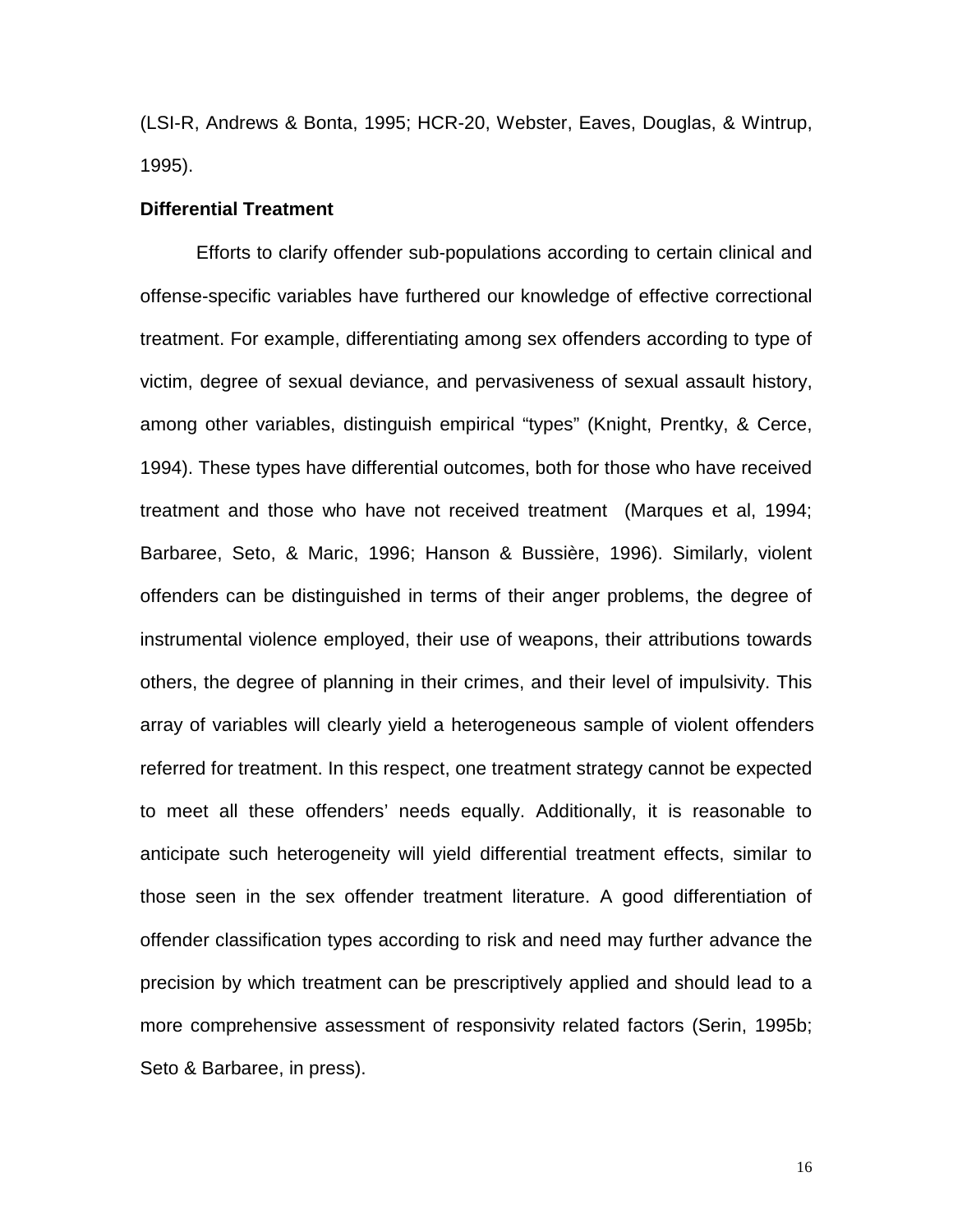(LSI-R, Andrews & Bonta, 1995; HCR-20, Webster, Eaves, Douglas, & Wintrup, 1995).

**Differential Treatment**

Efforts to clarify offender sub-populations according to certain clinical and offense-specific variables have furthered our knowledge of effective correctional treatment. For example, differentiating among sex offenders according to type of victim, degree of sexual deviance, and pervasiveness of sexual assault history, among other variables, distinguish empirical "types" (Knight, Prentky, & Cerce, 1994). These types have differential outcomes, both for those who have received treatment and those who have not received treatment (Marques et al, 1994; Barbaree, Seto, & Maric, 1996; Hanson & Bussière, 1996). Similarly, violent offenders can be distinguished in terms of their anger problems, the degree of instrumental violence employed, their use of weapons, their attributions towards others, the degree of planning in their crimes, and their level of impulsivity. This array of variables will clearly yield a heterogeneous sample of violent offenders referred for treatment. In this respect, one treatment strategy cannot be expected to meet all these offenders' needs equally. Additionally, it is reasonable to anticipate such heterogeneity will yield differential treatment effects, similar to those seen in the sex offender treatment literature. A good differentiation of offender classification types according to risk and need may further advance the precision by which treatment can be prescriptively applied and should lead to a more comprehensive assessment of responsivity related factors (Serin, 1995b; Seto & Barbaree, in press).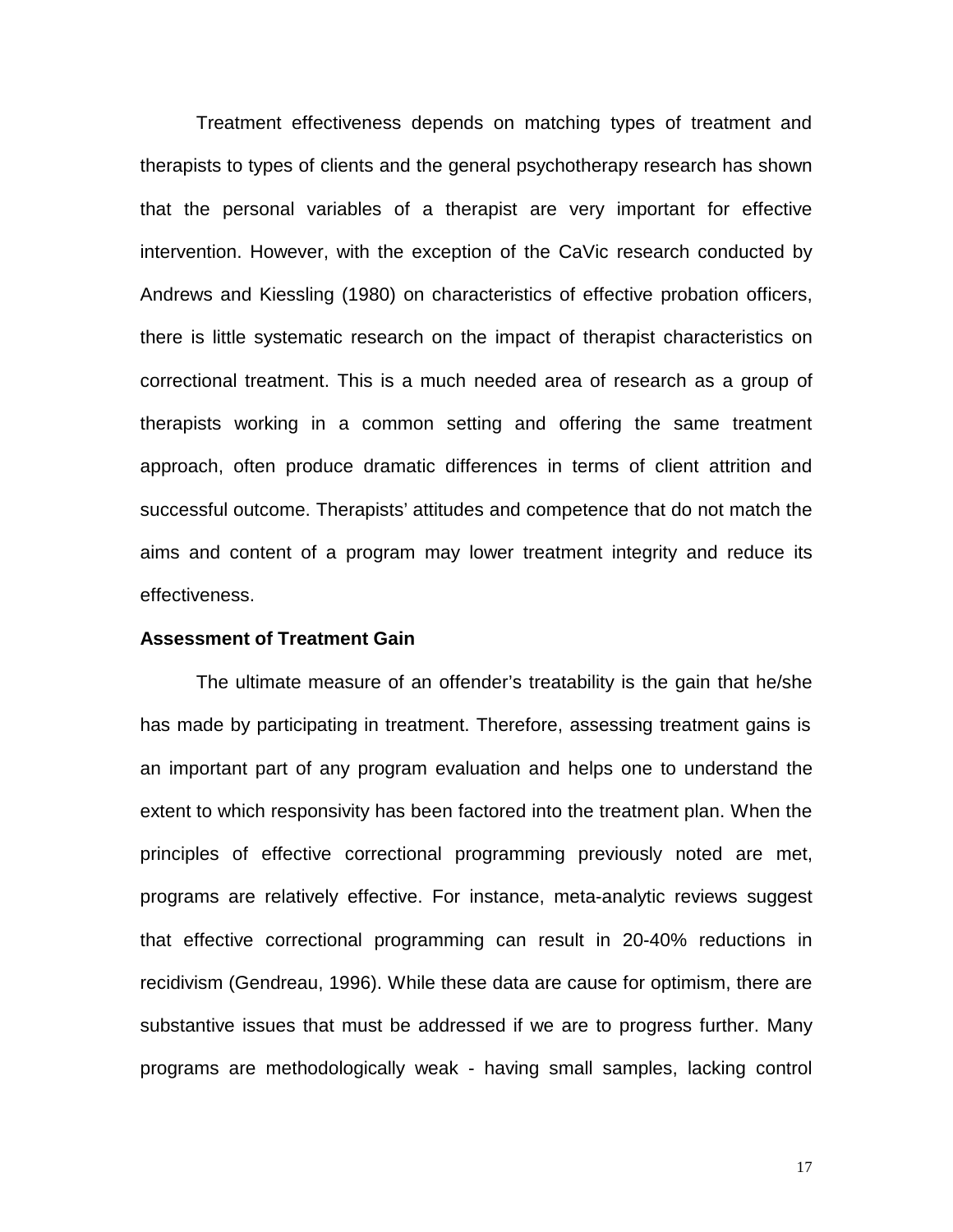Treatment effectiveness depends on matching types of treatment and therapists to types of clients and the general psychotherapy research has shown that the personal variables of a therapist are very important for effective intervention. However, with the exception of the CaVic research conducted by Andrews and Kiessling (1980) on characteristics of effective probation officers, there is little systematic research on the impact of therapist characteristics on correctional treatment. This is a much needed area of research as a group of therapists working in a common setting and offering the same treatment approach, often produce dramatic differences in terms of client attrition and successful outcome. Therapists' attitudes and competence that do not match the aims and content of a program may lower treatment integrity and reduce its effectiveness.

**Assessment of Treatment Gain**

The ultimate measure of an offender's treatability is the gain that he/she has made by participating in treatment. Therefore, assessing treatment gains is an important part of any program evaluation and helps one to understand the extent to which responsivity has been factored into the treatment plan. When the principles of effective correctional programming previously noted are met, programs are relatively effective. For instance, meta-analytic reviews suggest that effective correctional programming can result in 20-40% reductions in recidivism (Gendreau, 1996). While these data are cause for optimism, there are substantive issues that must be addressed if we are to progress further. Many programs are methodologically weak - having small samples, lacking control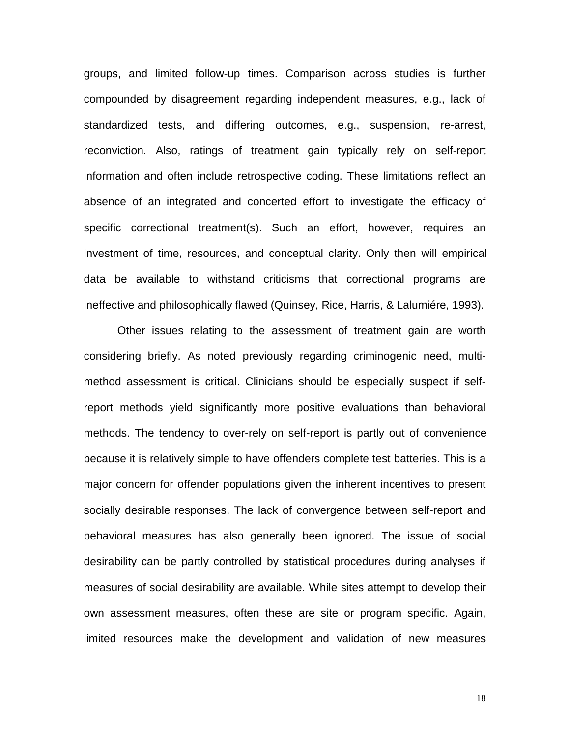groups, and limited follow-up times. Comparison across studies is further compounded by disagreement regarding independent measures, e.g., lack of standardized tests, and differing outcomes, e.g., suspension, re-arrest, reconviction. Also, ratings of treatment gain typically rely on self-report information and often include retrospective coding. These limitations reflect an absence of an integrated and concerted effort to investigate the efficacy of specific correctional treatment(s). Such an effort, however, requires an investment of time, resources, and conceptual clarity. Only then will empirical data be available to withstand criticisms that correctional programs are ineffective and philosophically flawed (Quinsey, Rice, Harris, & Lalumiére, 1993).

Other issues relating to the assessment of treatment gain are worth considering briefly. As noted previously regarding criminogenic need, multi-method assessment is critical. Clinicians should be especially suspect if self-report methods yield significantly more positive evaluations than behavioral methods. The tendency to over-rely on self-report is partly out of convenience because it is relatively simple to have offenders complete test batteries. This is a major concern for offender populations given the inherent incentives to present socially desirable responses. The lack of convergence between self-report and behavioral measures has also generally been ignored. The issue of social desirability can be partly controlled by statistical procedures during analyses if measures of social desirability are available. While sites attempt to develop their own assessment measures, often these are site or program specific. Again, limited resources make the development and validation of new measures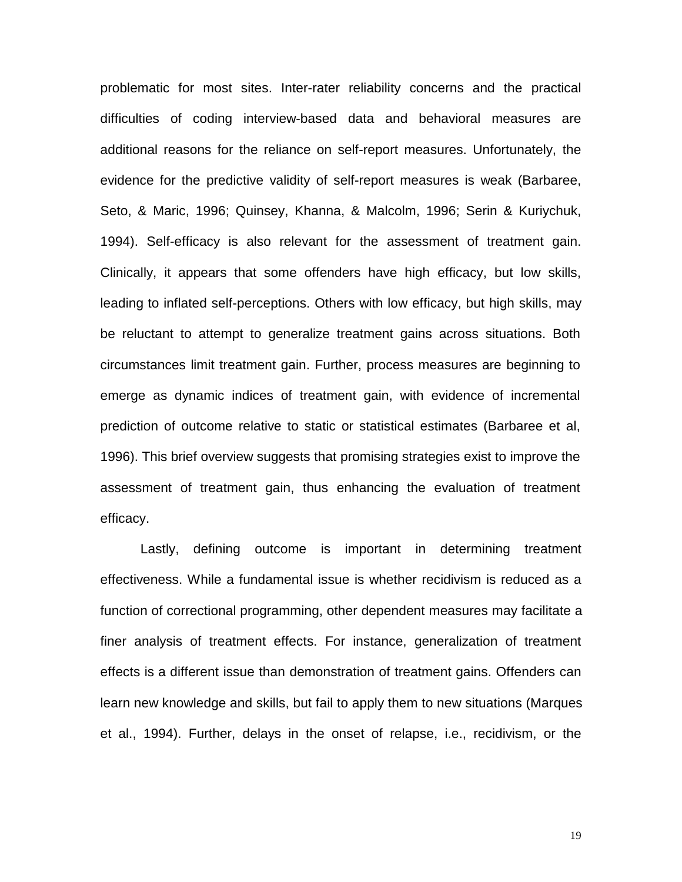problematic for most sites. Inter-rater reliability concerns and the practical difficulties of coding interview-based data and behavioral measures are additional reasons for the reliance on self-report measures. Unfortunately, the evidence for the predictive validity of self-report measures is weak (Barbaree, Seto, & Maric, 1996; Quinsey, Khanna, & Malcolm, 1996; Serin & Kuriychuk, 1994). Self-efficacy is also relevant for the assessment of treatment gain. Clinically, it appears that some offenders have high efficacy, but low skills, leading to inflated self-perceptions. Others with low efficacy, but high skills, may be reluctant to attempt to generalize treatment gains across situations. Both circumstances limit treatment gain. Further, process measures are beginning to emerge as dynamic indices of treatment gain, with evidence of incremental prediction of outcome relative to static or statistical estimates (Barbaree et al, 1996). This brief overview suggests that promising strategies exist to improve the assessment of treatment gain, thus enhancing the evaluation of treatment efficacy.

Lastly, defining outcome is important in determining treatment effectiveness. While a fundamental issue is whether recidivism is reduced as a function of correctional programming, other dependent measures may facilitate a finer analysis of treatment effects. For instance, generalization of treatment effects is a different issue than demonstration of treatment gains. Offenders can learn new knowledge and skills, but fail to apply them to new situations (Marques et al., 1994). Further, delays in the onset of relapse, i.e., recidivism, or the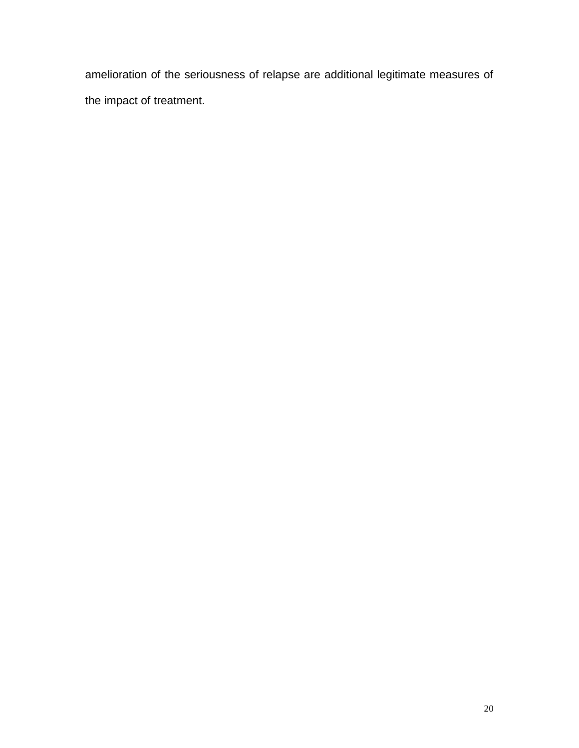amelioration of the seriousness of relapse are additional legitimate measures of the impact of treatment.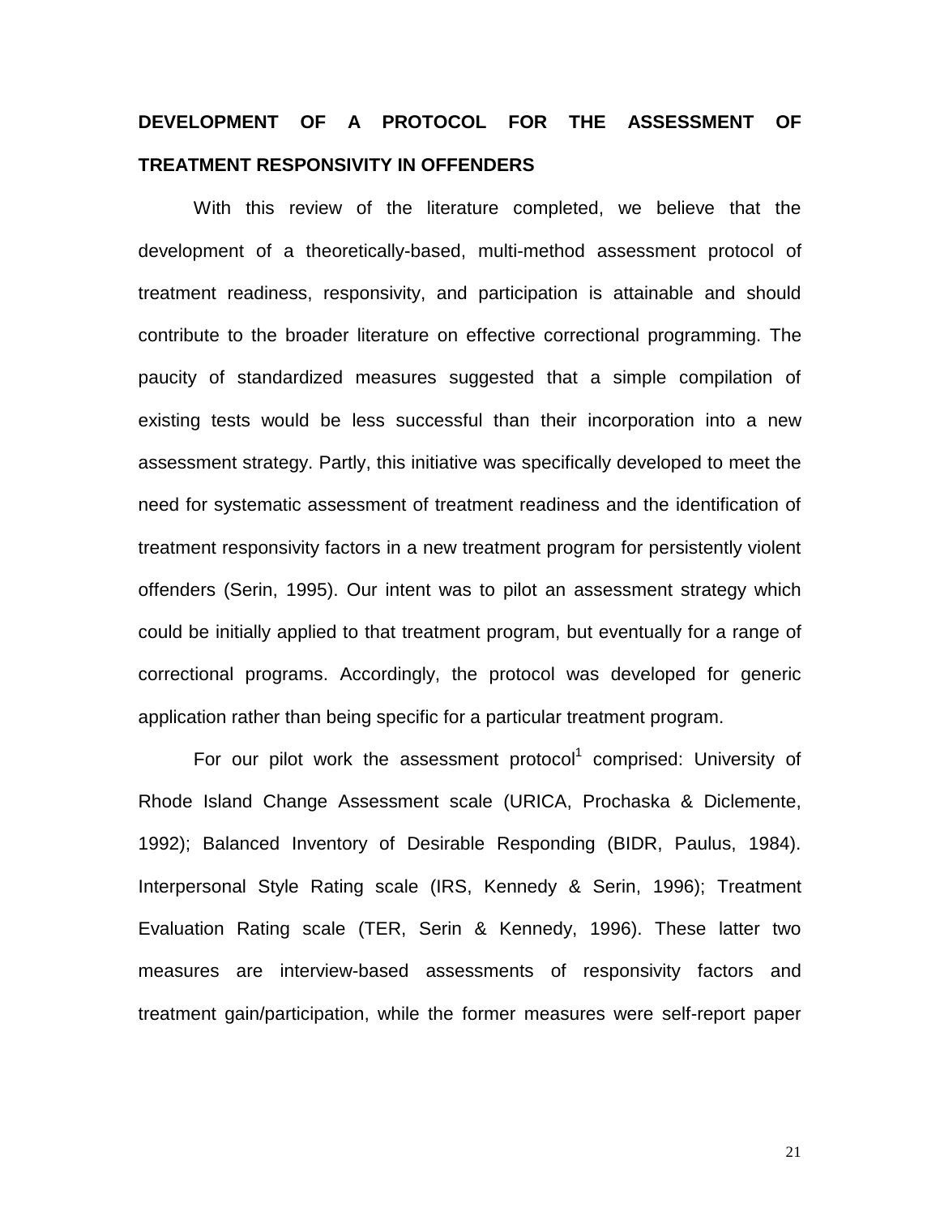## DEVELOPMENT OF A PROTOCOL FOR THE ASSESSMENT OF TREATMENT RESPONSIVITY IN OFFENDERS

With this review of the literature completed, we believe that the development of a theoretically-based, multi-method assessment protocol of treatment readiness, responsivity, and participation is attainable and should contribute to the broader literature on effective correctional programming. The paucity of standardized measures suggested that a simple compilation of existing tests would be less successful than their incorporation into a new assessment strategy. Partly, this initiative was specifically developed to meet the need for systematic assessment of treatment readiness and the identification of treatment responsivity factors in a new treatment program for persistently violent offenders (Serin, 1995). Our intent was to pilot an assessment strategy which could be initially applied to that treatment program, but eventually for a range of correctional programs. Accordingly, the protocol was developed for generic application rather than being specific for a particular treatment program.

For our pilot work the assessment protocol[1] comprised: University of Rhode Island Change Assessment scale (URICA, Prochaska & Diclemente, 1992); Balanced Inventory of Desirable Responding (BIDR, Paulus, 1984). Interpersonal Style Rating scale (IRS, Kennedy & Serin, 1996); Treatment Evaluation Rating scale (TER, Serin & Kennedy, 1996). These latter two measures are interview-based assessments of responsivity factors and treatment gain/participation, while the former measures were self-report paper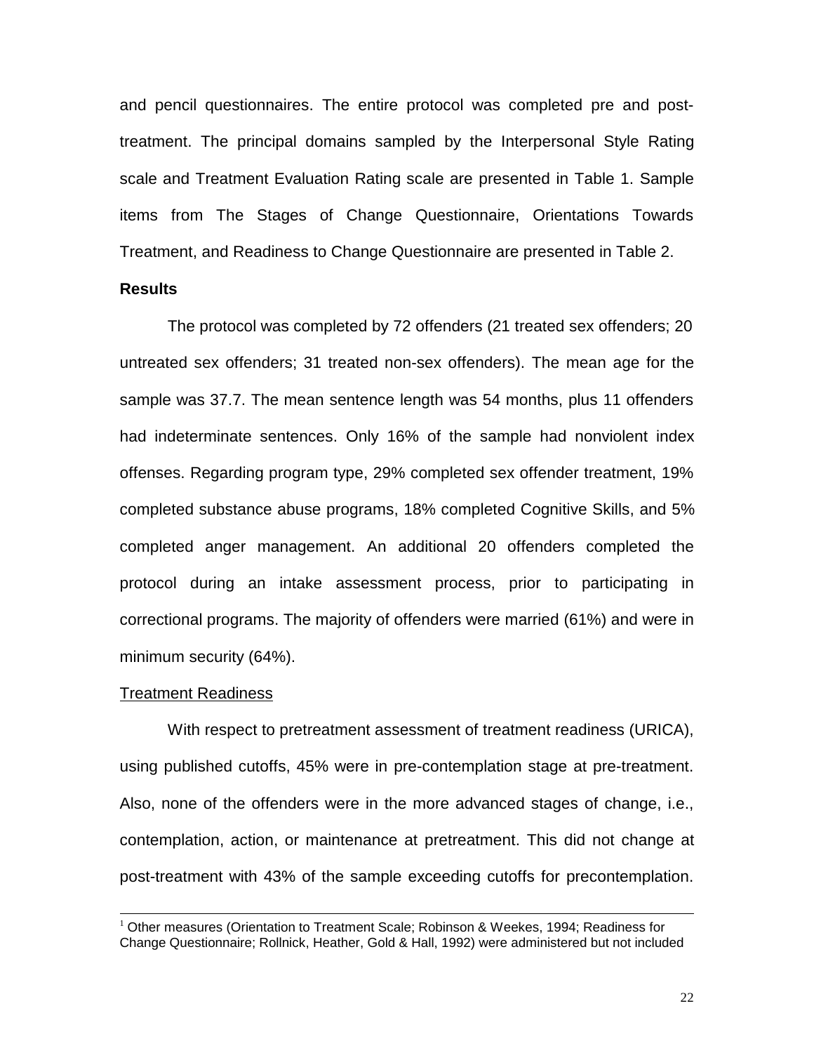and pencil questionnaires. The entire protocol was completed pre and post-treatment. The principal domains sampled by the Interpersonal Style Rating scale and Treatment Evaluation Rating scale are presented in Table 1. Sample items from The Stages of Change Questionnaire, Orientations Towards Treatment, and Readiness to Change Questionnaire are presented in Table 2.

**Results**

The protocol was completed by 72 offenders (21 treated sex offenders; 20 untreated sex offenders; 31 treated non-sex offenders). The mean age for the sample was 37.7. The mean sentence length was 54 months, plus 11 offenders had indeterminate sentences. Only 16% of the sample had nonviolent index offenses. Regarding program type, 29% completed sex offender treatment, 19% completed substance abuse programs, 18% completed Cognitive Skills, and 5% completed anger management. An additional 20 offenders completed the protocol during an intake assessment process, prior to participating in correctional programs. The majority of offenders were married (61%) and were in minimum security (64%).

<u>Treatment Readiness</u>

With respect to pretreatment assessment of treatment readiness (URICA), using published cutoffs, 45% were in pre-contemplation stage at pre-treatment. Also, none of the offenders were in the more advanced stages of change, i.e., contemplation, action, or maintenance at pretreatment. This did not change at post-treatment with 43% of the sample exceeding cutoffs for precontemplation.

---

[1] Other measures (Orientation to Treatment Scale; Robinson & Weekes, 1994; Readiness for Change Questionnaire; Rollnick, Heather, Gold & Hall, 1992) were administered but not included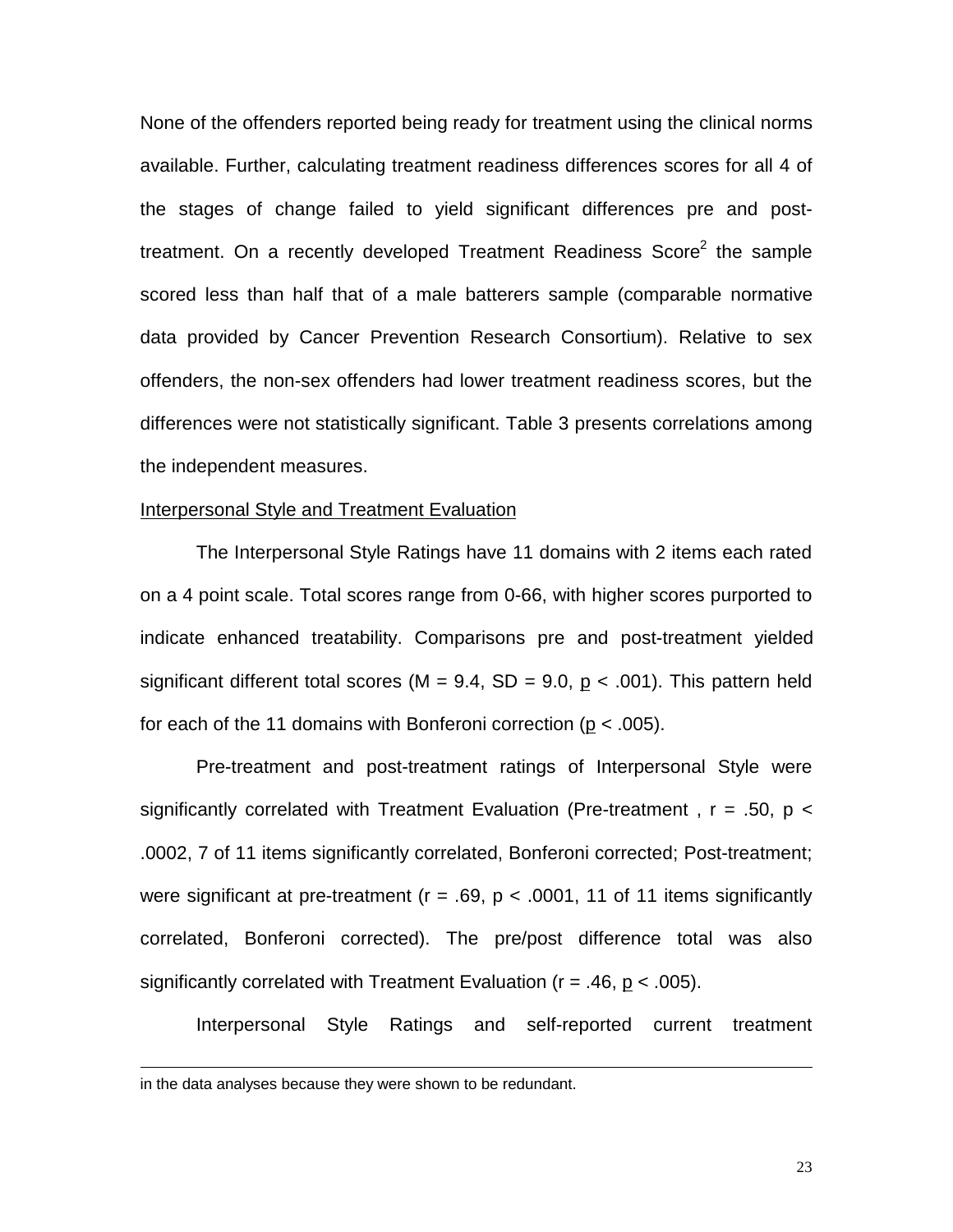None of the offenders reported being ready for treatment using the clinical norms available. Further, calculating treatment readiness differences scores for all 4 of the stages of change failed to yield significant differences pre and post-treatment. On a recently developed Treatment Readiness Score[2] the sample scored less than half that of a male batterers sample (comparable normative data provided by Cancer Prevention Research Consortium). Relative to sex offenders, the non-sex offenders had lower treatment readiness scores, but the differences were not statistically significant. Table 3 presents correlations among the independent measures.

Interpersonal Style and Treatment Evaluation

The Interpersonal Style Ratings have 11 domains with 2 items each rated on a 4 point scale. Total scores range from 0-66, with higher scores purported to indicate enhanced treatability. Comparisons pre and post-treatment yielded significant different total scores ($M = 9.4$, $SD = 9.0$, $p < .001$). This pattern held for each of the 11 domains with Bonferoni correction ($p < .005$).

Pre-treatment and post-treatment ratings of Interpersonal Style were significantly correlated with Treatment Evaluation (Pre-treatment , $r = .50$, $p < .0002$, 7 of 11 items significantly correlated, Bonferoni corrected; Post-treatment; were significant at pre-treatment ($r = .69$, $p < .0001$, 11 of 11 items significantly correlated, Bonferoni corrected). The pre/post difference total was also significantly correlated with Treatment Evaluation ($r = .46$, $p < .005$).

Interpersonal Style Ratings and self-reported current treatment

in the data analyses because they were shown to be redundant.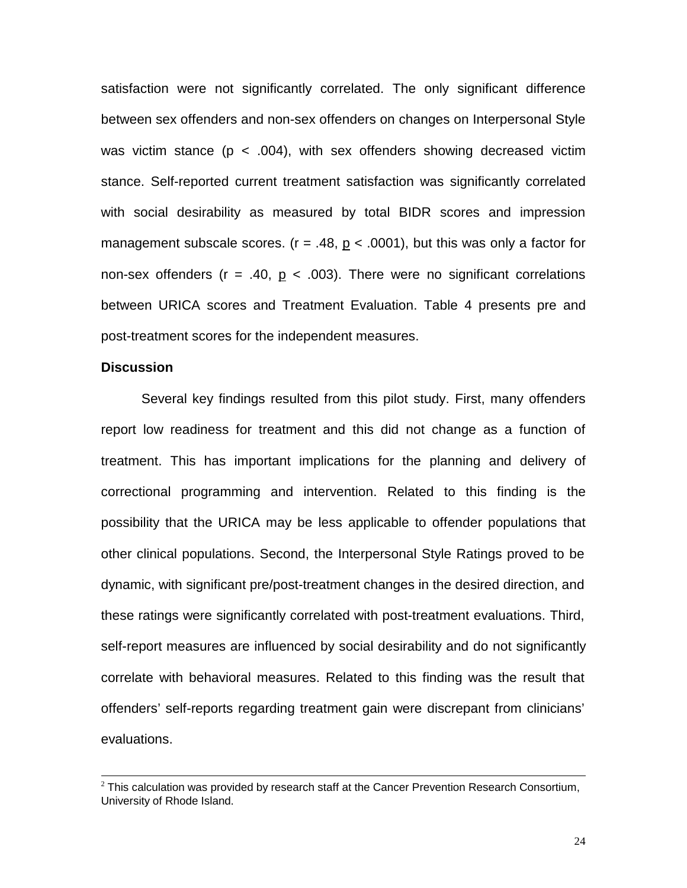satisfaction were not significantly correlated. The only significant difference between sex offenders and non-sex offenders on changes on Interpersonal Style was victim stance ($p < .004$), with sex offenders showing decreased victim stance. Self-reported current treatment satisfaction was significantly correlated with social desirability as measured by total BIDR scores and impression management subscale scores. ($r = .48$, $p < .0001$), but this was only a factor for non-sex offenders ($r = .40$, $p < .003$). There were no significant correlations between URICA scores and Treatment Evaluation. Table 4 presents pre and post-treatment scores for the independent measures.

**Discussion**

Several key findings resulted from this pilot study. First, many offenders report low readiness for treatment and this did not change as a function of treatment. This has important implications for the planning and delivery of correctional programming and intervention. Related to this finding is the possibility that the URICA may be less applicable to offender populations that other clinical populations. Second, the Interpersonal Style Ratings proved to be dynamic, with significant pre/post-treatment changes in the desired direction, and these ratings were significantly correlated with post-treatment evaluations. Third, self-report measures are influenced by social desirability and do not significantly correlate with behavioral measures. Related to this finding was the result that offenders' self-reports regarding treatment gain were discrepant from clinicians' evaluations.

---

[2] This calculation was provided by research staff at the Cancer Prevention Research Consortium, University of Rhode Island.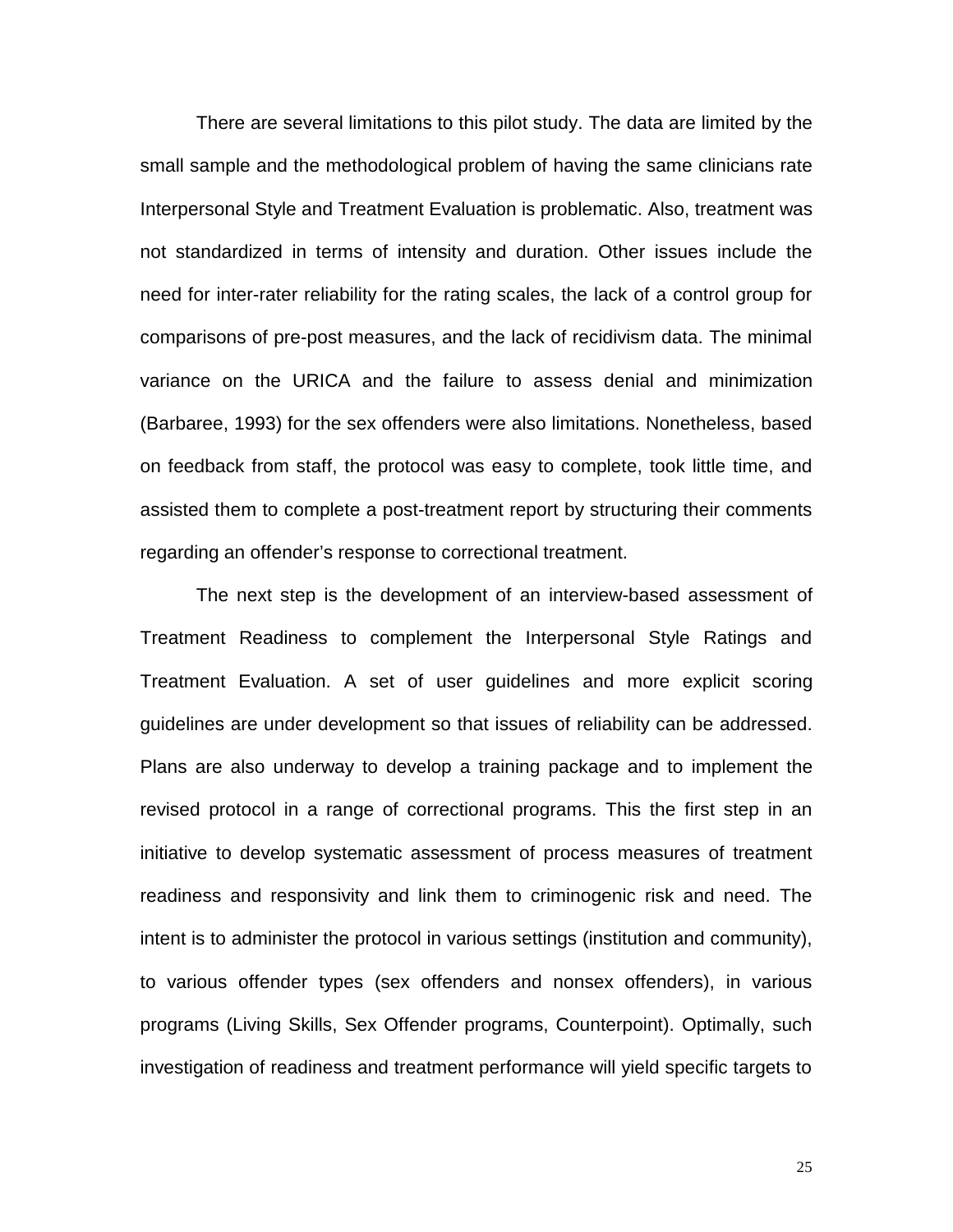There are several limitations to this pilot study. The data are limited by the small sample and the methodological problem of having the same clinicians rate Interpersonal Style and Treatment Evaluation is problematic. Also, treatment was not standardized in terms of intensity and duration. Other issues include the need for inter-rater reliability for the rating scales, the lack of a control group for comparisons of pre-post measures, and the lack of recidivism data. The minimal variance on the URICA and the failure to assess denial and minimization (Barbaree, 1993) for the sex offenders were also limitations. Nonetheless, based on feedback from staff, the protocol was easy to complete, took little time, and assisted them to complete a post-treatment report by structuring their comments regarding an offender's response to correctional treatment.

The next step is the development of an interview-based assessment of Treatment Readiness to complement the Interpersonal Style Ratings and Treatment Evaluation. A set of user guidelines and more explicit scoring guidelines are under development so that issues of reliability can be addressed. Plans are also underway to develop a training package and to implement the revised protocol in a range of correctional programs. This the first step in an initiative to develop systematic assessment of process measures of treatment readiness and responsivity and link them to criminogenic risk and need. The intent is to administer the protocol in various settings (institution and community), to various offender types (sex offenders and nonsex offenders), in various programs (Living Skills, Sex Offender programs, Counterpoint). Optimally, such investigation of readiness and treatment performance will yield specific targets to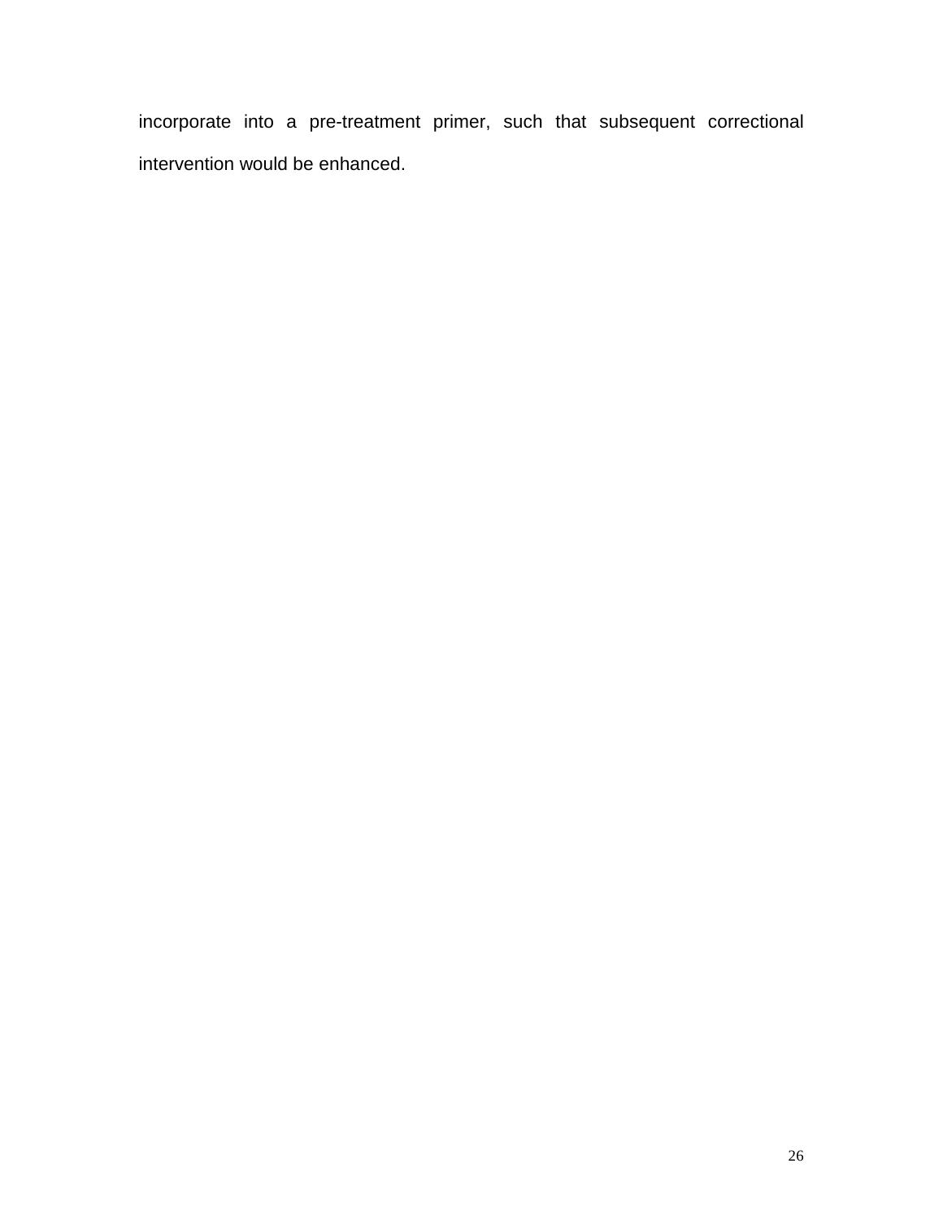incorporate into a pre-treatment primer, such that subsequent correctional intervention would be enhanced.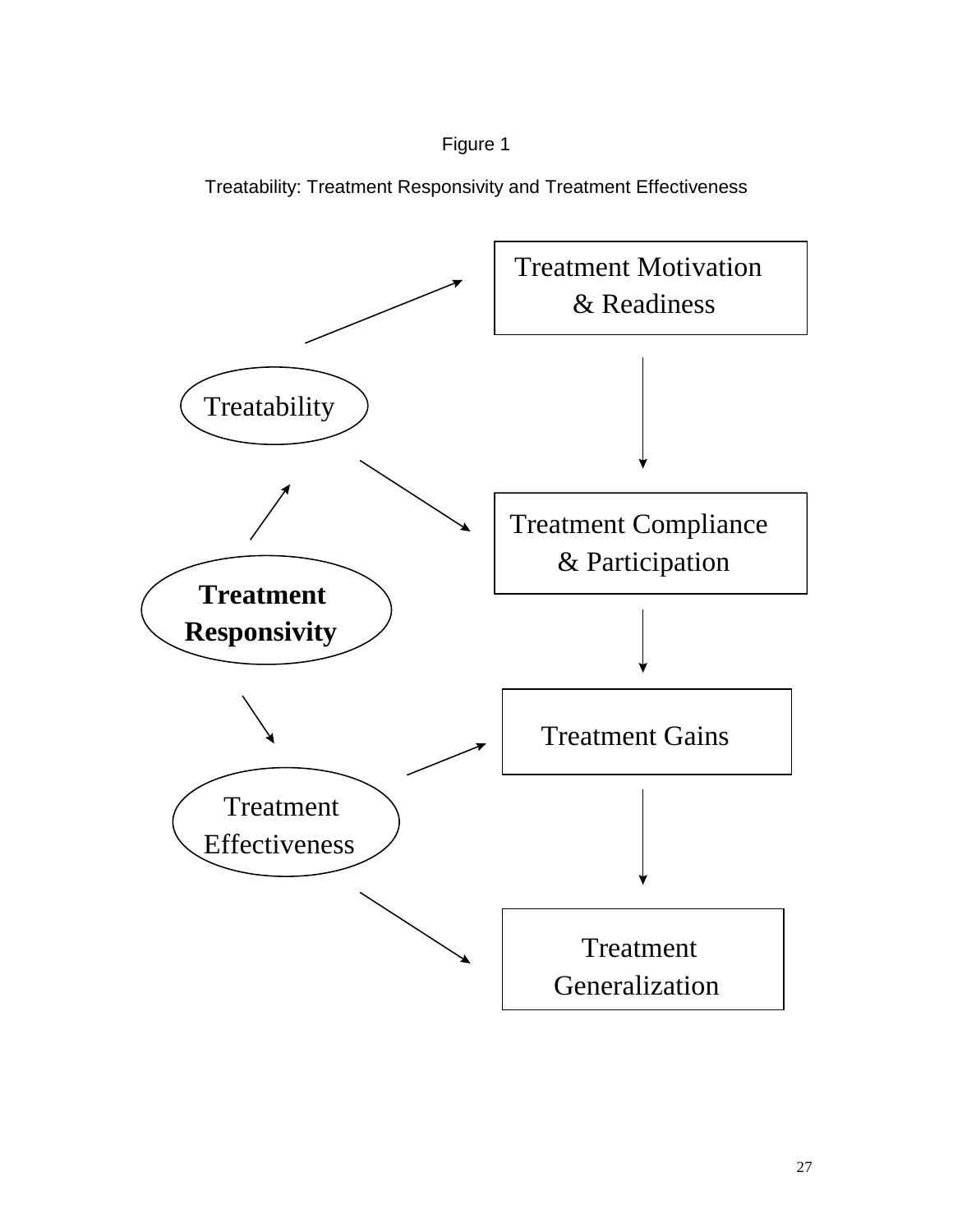Figure 1

Treatability: Treatment Responsivity and Treatment Effectiveness

Treatment Motivation & Readiness

Treatability

Treatment Compliance & Participation

**Treatment Responsivity**

Treatment Gains

Treatment Effectiveness

Treatment Generalization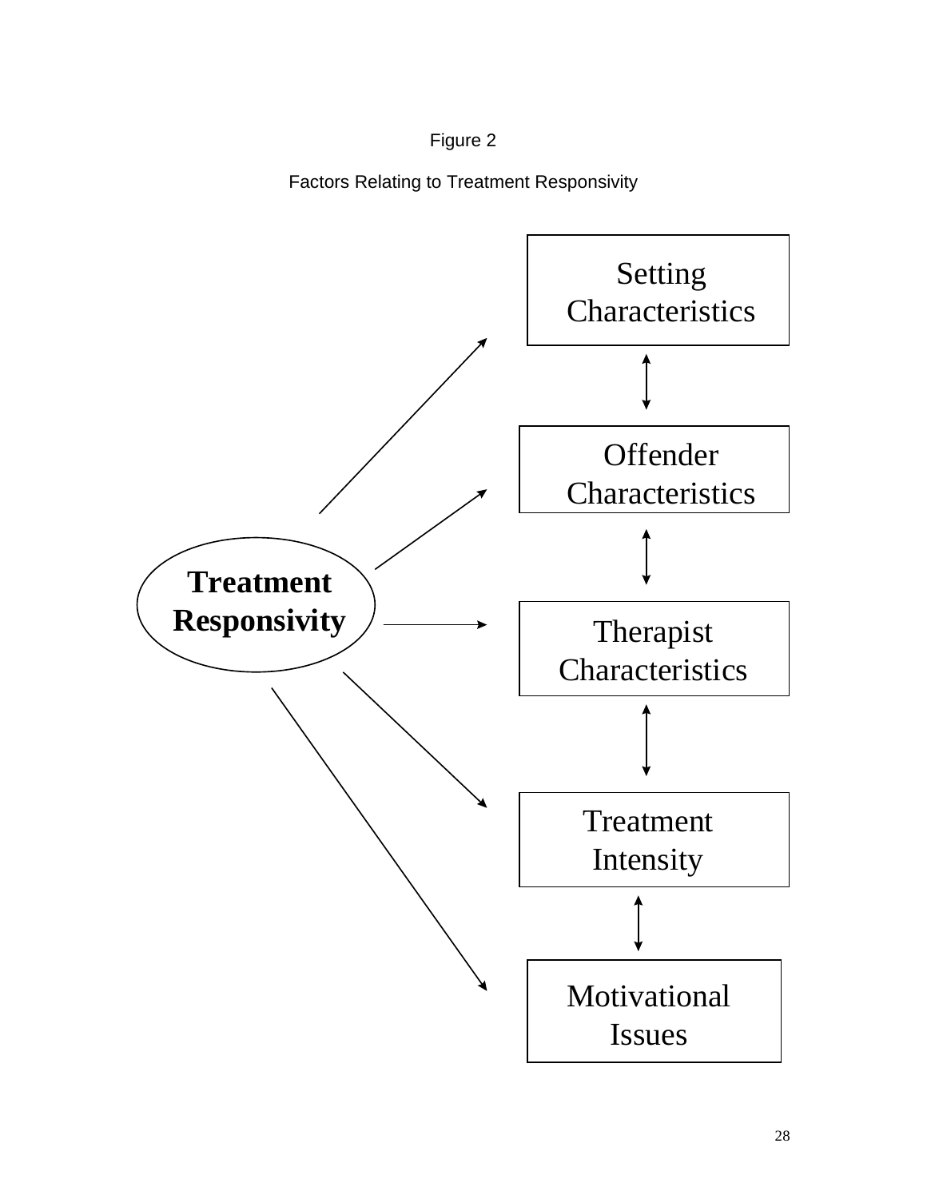Figure 2

Factors Relating to Treatment Responsivity

**Treatment Responsivity**

Setting Characteristics

Offender Characteristics

Therapist Characteristics

Treatment Intensity

Motivational Issues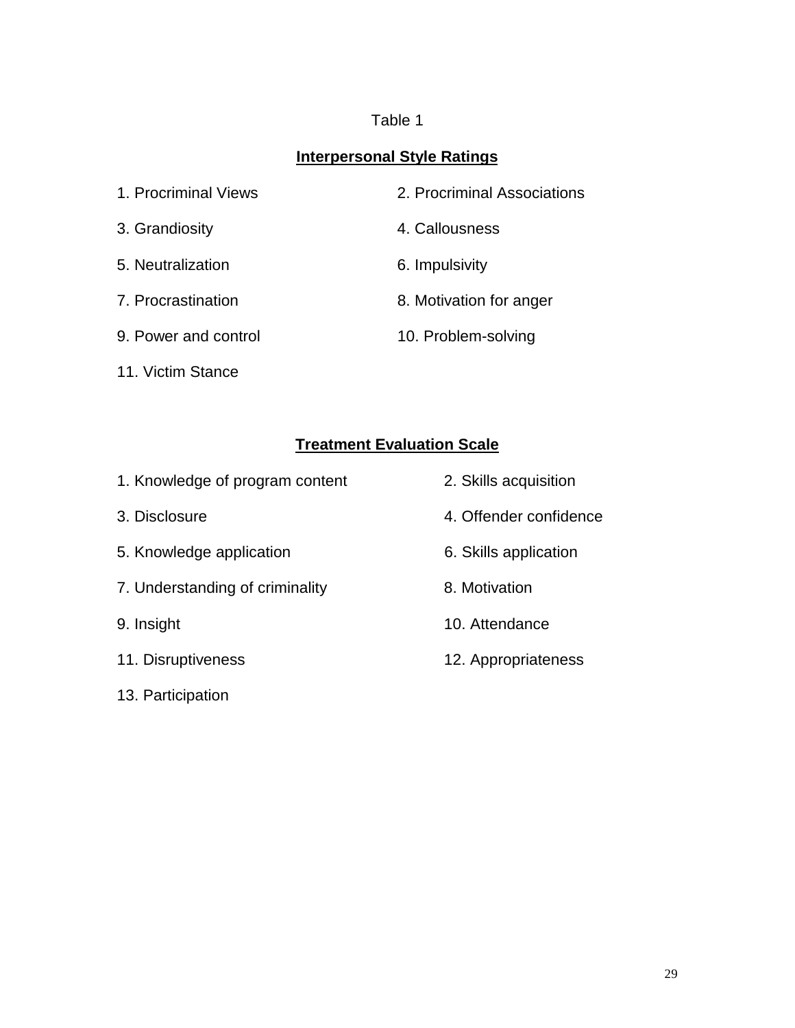Table 1

**Interpersonal Style Ratings**

1. Procriminal Views
2. Procriminal Associations
3. Grandiosity
4. Callousness
5. Neutralization
6. Impulsivity
7. Procrastination
8. Motivation for anger
9. Power and control
10. Problem-solving
11. Victim Stance

**Treatment Evaluation Scale**

1. Knowledge of program content
2. Skills acquisition
3. Disclosure
4. Offender confidence
5. Knowledge application
6. Skills application
7. Understanding of criminality
8. Motivation
9. Insight
10. Attendance
11. Disruptiveness
12. Appropriateness
13. Participation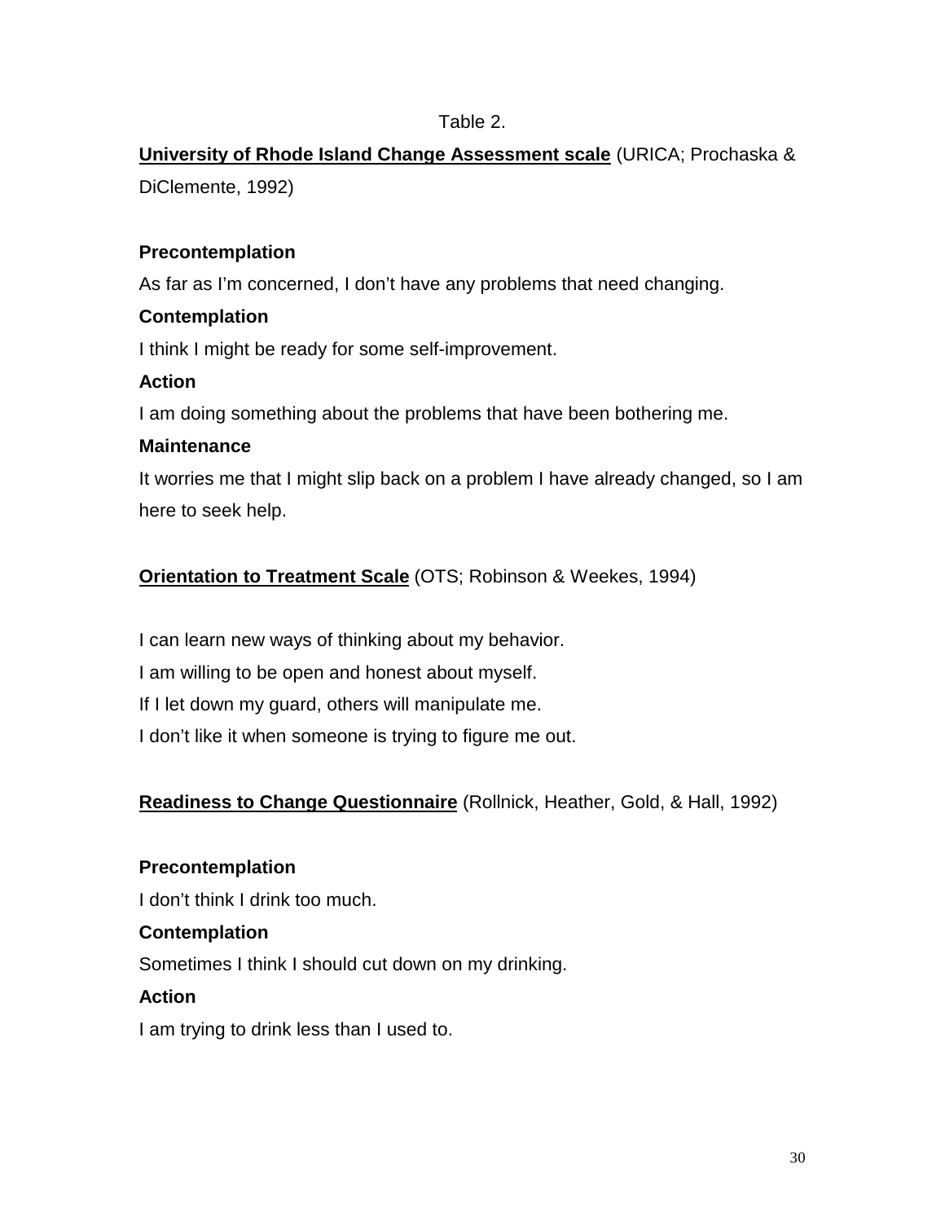Table 2.

**University of Rhode Island Change Assessment scale** (URICA; Prochaska & DiClemente, 1992)

**Precontemplation**

As far as I'm concerned, I don't have any problems that need changing.

**Contemplation**

I think I might be ready for some self-improvement.

**Action**

I am doing something about the problems that have been bothering me.

**Maintenance**

It worries me that I might slip back on a problem I have already changed, so I am here to seek help.

**Orientation to Treatment Scale** (OTS; Robinson & Weekes, 1994)

I can learn new ways of thinking about my behavior.

I am willing to be open and honest about myself.

If I let down my guard, others will manipulate me.

I don't like it when someone is trying to figure me out.

**Readiness to Change Questionnaire** (Rollnick, Heather, Gold, & Hall, 1992)

**Precontemplation**

I don't think I drink too much.

**Contemplation**

Sometimes I think I should cut down on my drinking.

**Action**

I am trying to drink less than I used to.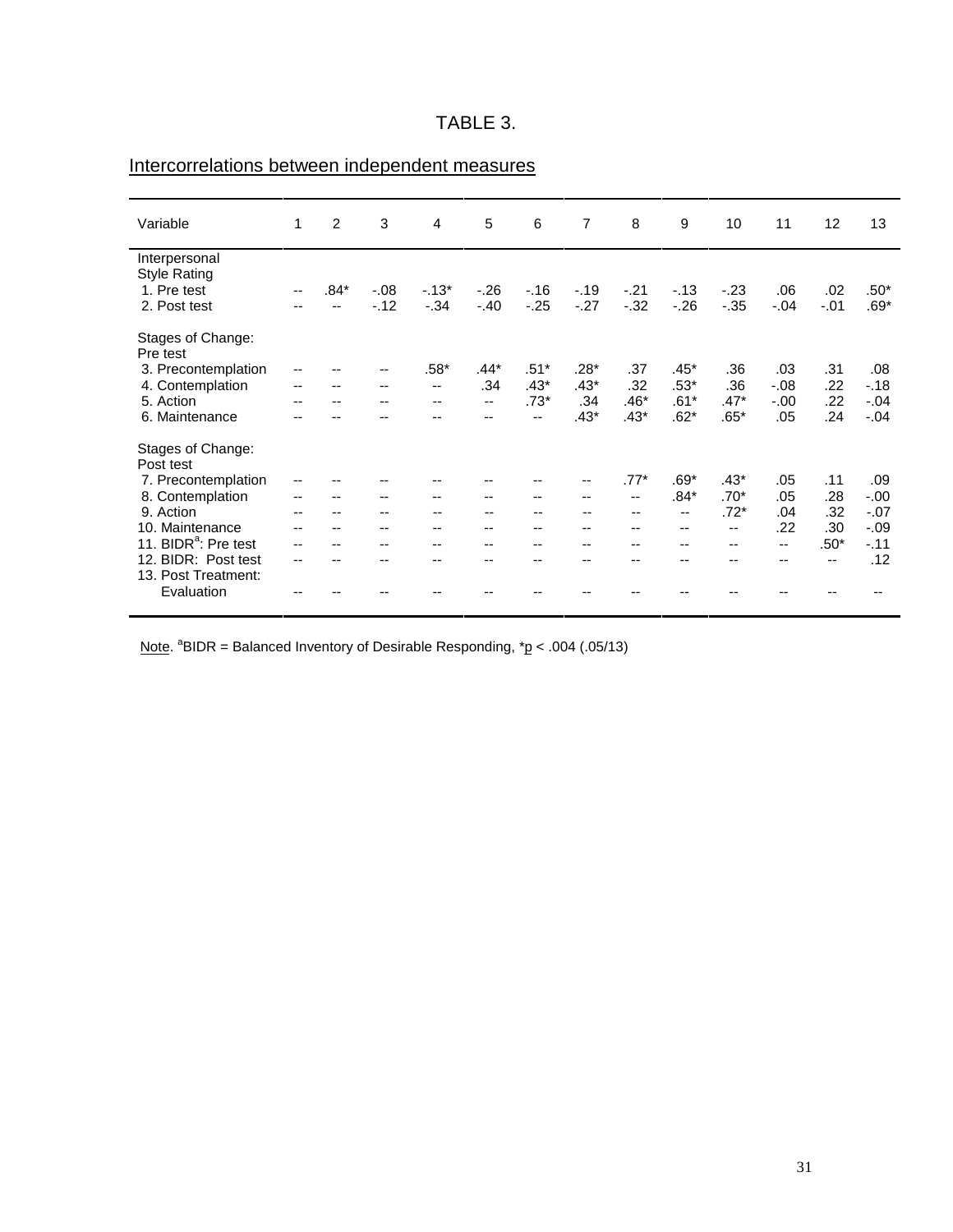TABLE 3.

Intercorrelations between independent measures

| Variable | 1 | 2 | 3 | 4 | 5 | 6 | 7 | 8 | 9 | 10 | 11 | 12 | 13 |
|---|---|---|---|---|---|---|---|---|---|---|---|---|---|
| Interpersonal Style Rating | | | | | | | | | | | | | |
| 1. Pre test | -- | .84* | -.08 | -.13* | -.26 | -.16 | -.19 | -.21 | -.13 | -.23 | .06 | .02 | .50* |
| 2. Post test | -- | -- | -.12 | -.34 | -.40 | -.25 | -.27 | -.32 | -.26 | -.35 | -.04 | -.01 | .69* |
| Stages of Change: Pre test | | | | | | | | | | | | | |
| 3. Precontemplation | -- | -- | -- | .58* | .44* | .51* | .28* | .37 | .45* | .36 | .03 | .31 | .08 |
| 4. Contemplation | -- | -- | -- | -- | .34 | .43* | .43* | .32 | .53* | .36 | -.08 | .22 | -.18 |
| 5. Action | -- | -- | -- | -- | -- | .73* | .34 | .46* | .61* | .47* | -.00 | .22 | -.04 |
| 6. Maintenance | -- | -- | -- | -- | -- | -- | .43* | .43* | .62* | .65* | .05 | .24 | -.04 |
| Stages of Change: Post test | | | | | | | | | | | | | |
| 7. Precontemplation | -- | -- | -- | -- | -- | -- | -- | .77* | .69* | .43* | .05 | .11 | .09 |
| 8. Contemplation | -- | -- | -- | -- | -- | -- | -- | -- | .84* | .70* | .05 | .28 | -.00 |
| 9. Action | -- | -- | -- | -- | -- | -- | -- | -- | -- | .72* | .04 | .32 | -.07 |
| 10. Maintenance | -- | -- | -- | -- | -- | -- | -- | -- | -- | -- | .22 | .30 | -.09 |
| 11. BIDR[a]: Pre test | -- | -- | -- | -- | -- | -- | -- | -- | -- | -- | -- | .50* | -.11 |
| 12. BIDR: Post test | -- | -- | -- | -- | -- | -- | -- | -- | -- | -- | -- | -- | .12 |
| 13. Post Treatment: Evaluation | -- | -- | -- | -- | -- | -- | -- | -- | -- | -- | -- | -- | -- |

Note. [a]BIDR = Balanced Inventory of Desirable Responding, *$p$ < .004 (.05/13)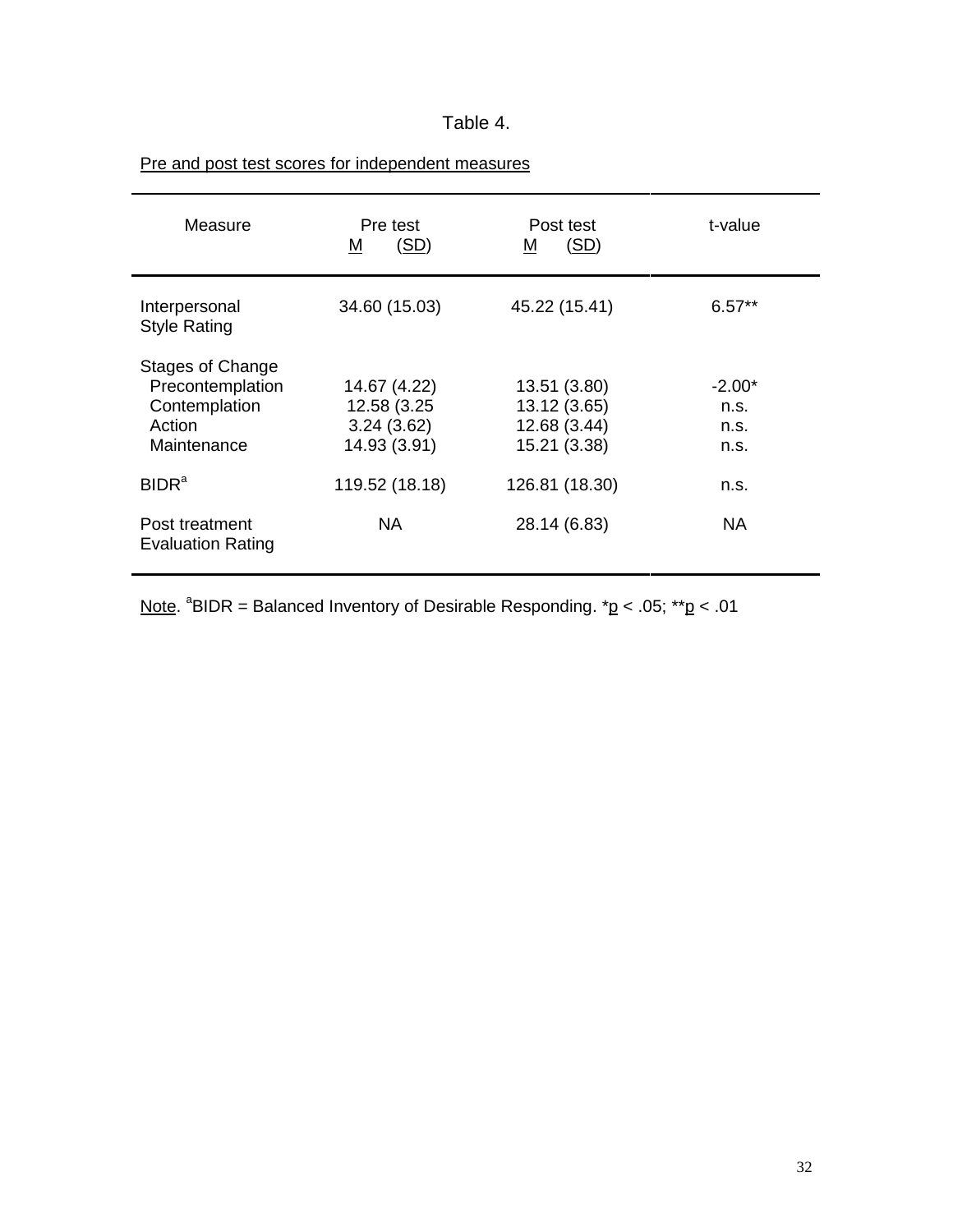Table 4.

Pre and post test scores for independent measures

| Measure | Pre test<br>M (SD) | Post test<br>M (SD) | t-value |
|---|---|---|---|
| Interpersonal Style Rating | 34.60 (15.03) | 45.22 (15.41) | 6.57** |
| Stages of Change | | | |
| Precontemplation | 14.67 (4.22) | 13.51 (3.80) | -2.00* |
| Contemplation | 12.58 (3.25 | 13.12 (3.65) | n.s. |
| Action | 3.24 (3.62) | 12.68 (3.44) | n.s. |
| Maintenance | 14.93 (3.91) | 15.21 (3.38) | n.s. |
| BIDR[a] | 119.52 (18.18) | 126.81 (18.30) | n.s. |
| Post treatment Evaluation Rating | NA | 28.14 (6.83) | NA |

Note. [a]BIDR = Balanced Inventory of Desirable Responding. *$p < .05$; **$p < .01$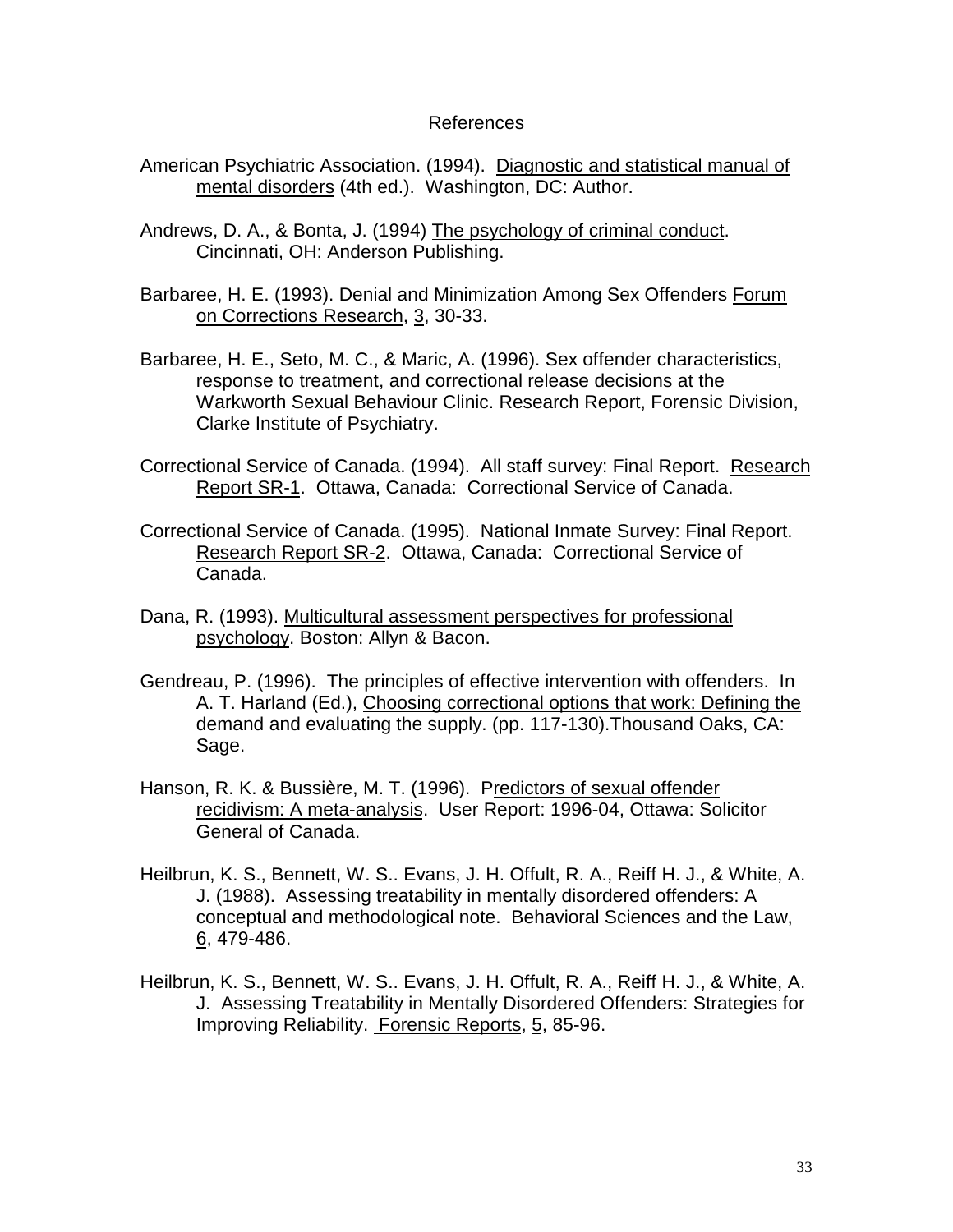# References

American Psychiatric Association. (1994). Diagnostic and statistical manual of mental disorders (4th ed.). Washington, DC: Author.

Andrews, D. A., & Bonta, J. (1994) The psychology of criminal conduct. Cincinnati, OH: Anderson Publishing.

Barbaree, H. E. (1993). Denial and Minimization Among Sex Offenders Forum on Corrections Research, 3, 30-33.

Barbaree, H. E., Seto, M. C., & Maric, A. (1996). Sex offender characteristics, response to treatment, and correctional release decisions at the Warkworth Sexual Behaviour Clinic. Research Report, Forensic Division, Clarke Institute of Psychiatry.

Correctional Service of Canada. (1994). All staff survey: Final Report. Research Report SR-1. Ottawa, Canada: Correctional Service of Canada.

Correctional Service of Canada. (1995). National Inmate Survey: Final Report. Research Report SR-2. Ottawa, Canada: Correctional Service of Canada.

Dana, R. (1993). Multicultural assessment perspectives for professional psychology. Boston: Allyn & Bacon.

Gendreau, P. (1996). The principles of effective intervention with offenders. In A. T. Harland (Ed.), Choosing correctional options that work: Defining the demand and evaluating the supply. (pp. 117-130).Thousand Oaks, CA: Sage.

Hanson, R. K. & Bussière, M. T. (1996). Predictors of sexual offender recidivism: A meta-analysis. User Report: 1996-04, Ottawa: Solicitor General of Canada.

Heilbrun, K. S., Bennett, W. S.. Evans, J. H. Offult, R. A., Reiff H. J., & White, A. J. (1988). Assessing treatability in mentally disordered offenders: A conceptual and methodological note. Behavioral Sciences and the Law, 6, 479-486.

Heilbrun, K. S., Bennett, W. S.. Evans, J. H. Offult, R. A., Reiff H. J., & White, A. J. Assessing Treatability in Mentally Disordered Offenders: Strategies for Improving Reliability. Forensic Reports, 5, 85-96.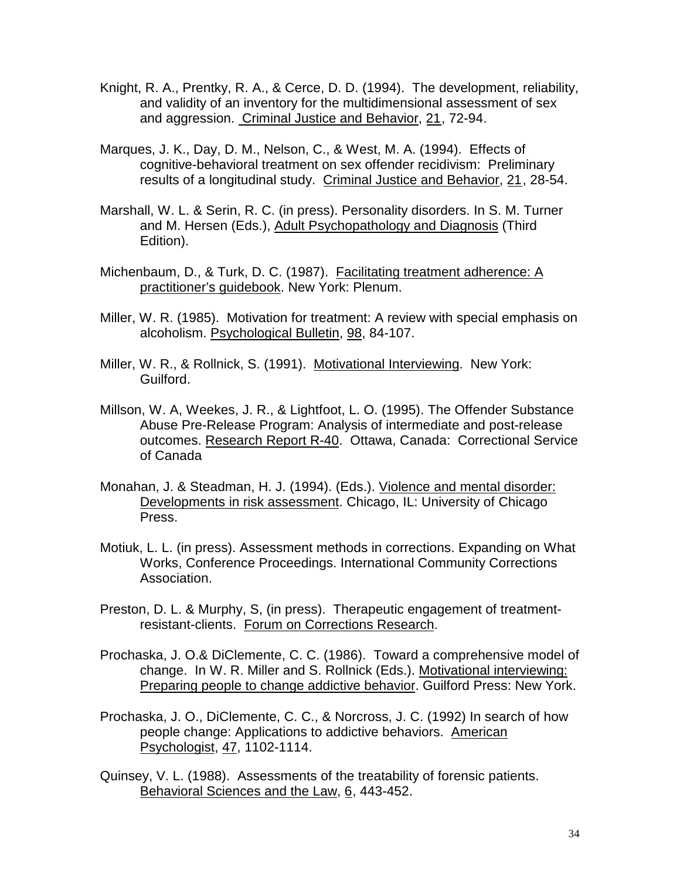Knight, R. A., Prentky, R. A., & Cerce, D. D. (1994). The development, reliability, and validity of an inventory for the multidimensional assessment of sex and aggression. Criminal Justice and Behavior, 21, 72-94.

Marques, J. K., Day, D. M., Nelson, C., & West, M. A. (1994). Effects of cognitive-behavioral treatment on sex offender recidivism: Preliminary results of a longitudinal study. Criminal Justice and Behavior, 21, 28-54.

Marshall, W. L. & Serin, R. C. (in press). Personality disorders. In S. M. Turner and M. Hersen (Eds.), Adult Psychopathology and Diagnosis (Third Edition).

Michenbaum, D., & Turk, D. C. (1987). Facilitating treatment adherence: A practitioner's guidebook. New York: Plenum.

Miller, W. R. (1985). Motivation for treatment: A review with special emphasis on alcoholism. Psychological Bulletin, 98, 84-107.

Miller, W. R., & Rollnick, S. (1991). Motivational Interviewing. New York: Guilford.

Millson, W. A, Weekes, J. R., & Lightfoot, L. O. (1995). The Offender Substance Abuse Pre-Release Program: Analysis of intermediate and post-release outcomes. Research Report R-40. Ottawa, Canada: Correctional Service of Canada

Monahan, J. & Steadman, H. J. (1994). (Eds.). Violence and mental disorder: Developments in risk assessment. Chicago, IL: University of Chicago Press.

Motiuk, L. L. (in press). Assessment methods in corrections. Expanding on What Works, Conference Proceedings. International Community Corrections Association.

Preston, D. L. & Murphy, S, (in press). Therapeutic engagement of treatment-resistant-clients. Forum on Corrections Research.

Prochaska, J. O.& DiClemente, C. C. (1986). Toward a comprehensive model of change. In W. R. Miller and S. Rollnick (Eds.). Motivational interviewing: Preparing people to change addictive behavior. Guilford Press: New York.

Prochaska, J. O., DiClemente, C. C., & Norcross, J. C. (1992) In search of how people change: Applications to addictive behaviors. American Psychologist, 47, 1102-1114.

Quinsey, V. L. (1988). Assessments of the treatability of forensic patients. Behavioral Sciences and the Law, 6, 443-452.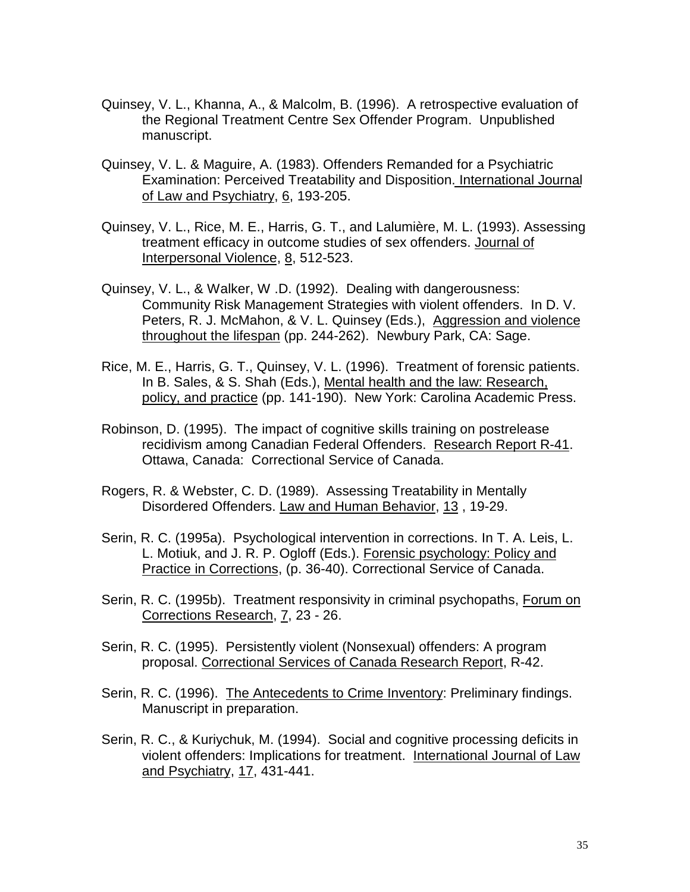Quinsey, V. L., Khanna, A., & Malcolm, B. (1996). A retrospective evaluation of the Regional Treatment Centre Sex Offender Program. Unpublished manuscript.

Quinsey, V. L. & Maguire, A. (1983). Offenders Remanded for a Psychiatric Examination: Perceived Treatability and Disposition. International Journal of Law and Psychiatry, 6, 193-205.

Quinsey, V. L., Rice, M. E., Harris, G. T., and Lalumière, M. L. (1993). Assessing treatment efficacy in outcome studies of sex offenders. Journal of Interpersonal Violence, 8, 512-523.

Quinsey, V. L., & Walker, W .D. (1992). Dealing with dangerousness: Community Risk Management Strategies with violent offenders. In D. V. Peters, R. J. McMahon, & V. L. Quinsey (Eds.), Aggression and violence throughout the lifespan (pp. 244-262). Newbury Park, CA: Sage.

Rice, M. E., Harris, G. T., Quinsey, V. L. (1996). Treatment of forensic patients. In B. Sales, & S. Shah (Eds.), Mental health and the law: Research, policy, and practice (pp. 141-190). New York: Carolina Academic Press.

Robinson, D. (1995). The impact of cognitive skills training on postrelease recidivism among Canadian Federal Offenders. Research Report R-41. Ottawa, Canada: Correctional Service of Canada.

Rogers, R. & Webster, C. D. (1989). Assessing Treatability in Mentally Disordered Offenders. Law and Human Behavior, 13 , 19-29.

Serin, R. C. (1995a). Psychological intervention in corrections. In T. A. Leis, L. L. Motiuk, and J. R. P. Ogloff (Eds.). Forensic psychology: Policy and Practice in Corrections, (p. 36-40). Correctional Service of Canada.

Serin, R. C. (1995b). Treatment responsivity in criminal psychopaths, Forum on Corrections Research, 7, 23 - 26.

Serin, R. C. (1995). Persistently violent (Nonsexual) offenders: A program proposal. Correctional Services of Canada Research Report, R-42.

Serin, R. C. (1996). The Antecedents to Crime Inventory: Preliminary findings. Manuscript in preparation.

Serin, R. C., & Kuriychuk, M. (1994). Social and cognitive processing deficits in violent offenders: Implications for treatment. International Journal of Law and Psychiatry, 17, 431-441.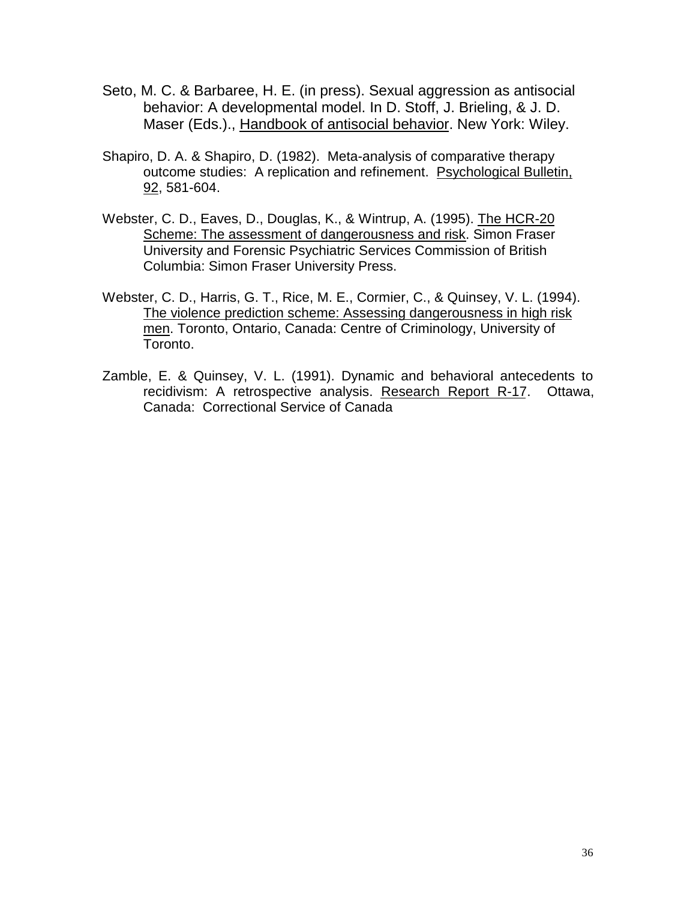Seto, M. C. & Barbaree, H. E. (in press). Sexual aggression as antisocial behavior: A developmental model. In D. Stoff, J. Brieling, & J. D. Maser (Eds.)., Handbook of antisocial behavior. New York: Wiley.

Shapiro, D. A. & Shapiro, D. (1982). Meta-analysis of comparative therapy outcome studies: A replication and refinement. Psychological Bulletin, 92, 581-604.

Webster, C. D., Eaves, D., Douglas, K., & Wintrup, A. (1995). The HCR-20 Scheme: The assessment of dangerousness and risk. Simon Fraser University and Forensic Psychiatric Services Commission of British Columbia: Simon Fraser University Press.

Webster, C. D., Harris, G. T., Rice, M. E., Cormier, C., & Quinsey, V. L. (1994). The violence prediction scheme: Assessing dangerousness in high risk men. Toronto, Ontario, Canada: Centre of Criminology, University of Toronto.

Zamble, E. & Quinsey, V. L. (1991). Dynamic and behavioral antecedents to recidivism: A retrospective analysis. Research Report R-17. Ottawa, Canada: Correctional Service of Canada